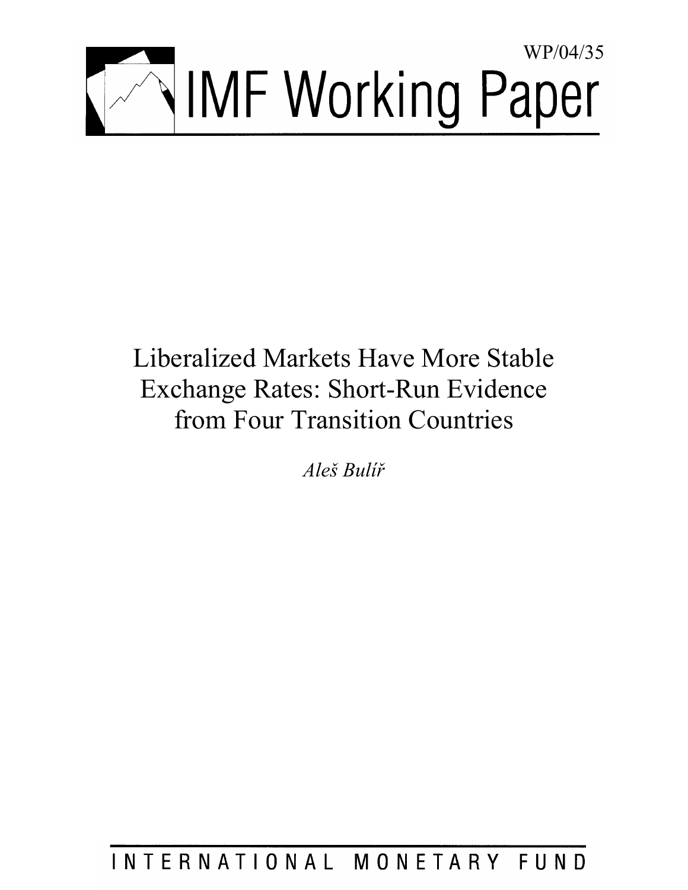WP/04/35

# IMF Working Paper

# Liberalized Markets Have More Stable Exchange Rates: Short-Run Evidence from Four Transition Countries

*Aleš Bulíř*

INTERNATIONAL MONETARY FUND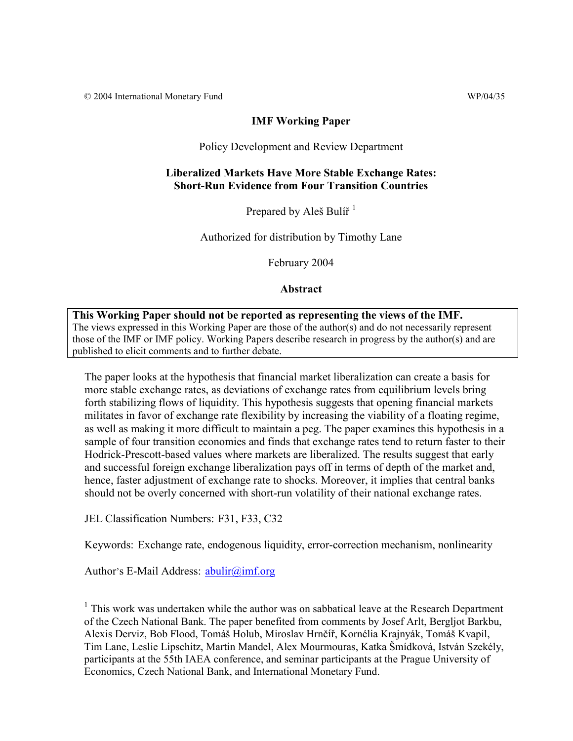© 2004 International Monetary Fund WP/04/35

**IMF Working Paper**

Policy Development and Review Department

**Liberalized Markets Have More Stable Exchange Rates: Short-Run Evidence from Four Transition Countries**

Prepared by Aleš Bulíř [1]

Authorized for distribution by Timothy Lane

February 2004

**Abstract**

**This Working Paper should not be reported as representing the views of the IMF.**
The views expressed in this Working Paper are those of the author(s) and do not necessarily represent those of the IMF or IMF policy. Working Papers describe research in progress by the author(s) and are published to elicit comments and to further debate.

The paper looks at the hypothesis that financial market liberalization can create a basis for more stable exchange rates, as deviations of exchange rates from equilibrium levels bring forth stabilizing flows of liquidity. This hypothesis suggests that opening financial markets militates in favor of exchange rate flexibility by increasing the viability of a floating regime, as well as making it more difficult to maintain a peg. The paper examines this hypothesis in a sample of four transition economies and finds that exchange rates tend to return faster to their Hodrick-Prescott-based values where markets are liberalized. The results suggest that early and successful foreign exchange liberalization pays off in terms of depth of the market and, hence, faster adjustment of exchange rate to shocks. Moreover, it implies that central banks should not be overly concerned with short-run volatility of their national exchange rates.

JEL Classification Numbers: F31, F33, C32

Keywords: Exchange rate, endogenous liquidity, error-correction mechanism, nonlinearity

Author's E-Mail Address: abulir@imf.org

[1] This work was undertaken while the author was on sabbatical leave at the Research Department of the Czech National Bank. The paper benefited from comments by Josef Arlt, Bergljot Barkbu, Alexis Derviz, Bob Flood, Tomáš Holub, Miroslav Hrnčíř, Kornélia Krajnyák, Tomáš Kvapil, Tim Lane, Leslie Lipschitz, Martin Mandel, Alex Mourmouras, Katka Šmídková, István Szekély, participants at the 55th IAEA conference, and seminar participants at the Prague University of Economics, Czech National Bank, and International Monetary Fund.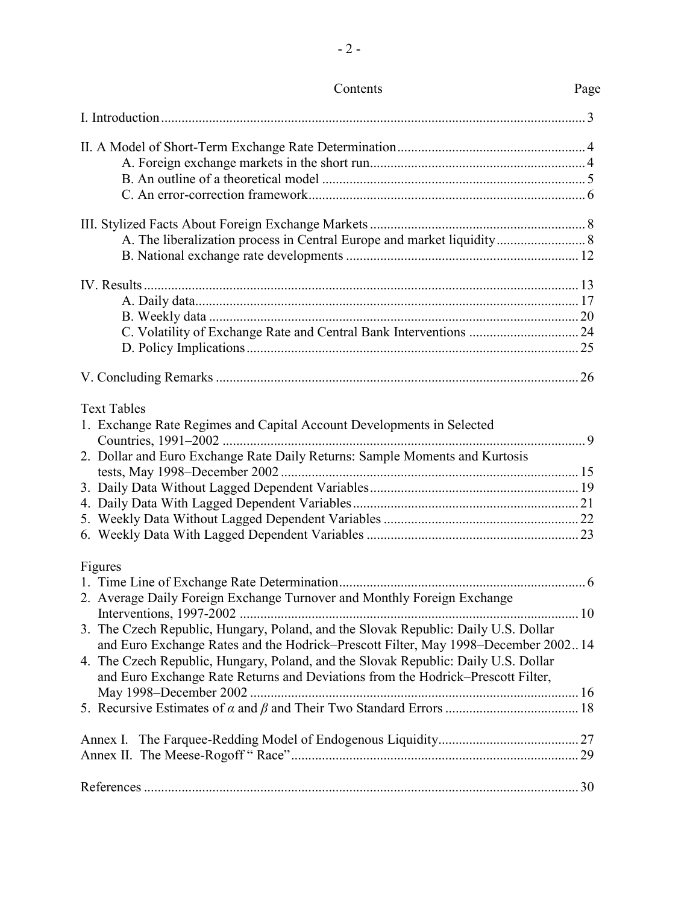Contents Page

I. Introduction ..... 3

II. A Model of Short-Term Exchange Rate Determination ..... 4
- A. Foreign exchange markets in the short run ..... 4
- B. An outline of a theoretical model ..... 5
- C. An error-correction framework ..... 6

III. Stylized Facts About Foreign Exchange Markets ..... 8
- A. The liberalization process in Central Europe and market liquidity ..... 8
- B. National exchange rate developments ..... 12

IV. Results ..... 13
- A. Daily data ..... 17
- B. Weekly data ..... 20
- C. Volatility of Exchange Rate and Central Bank Interventions ..... 24
- D. Policy Implications ..... 25

V. Concluding Remarks ..... 26

Text Tables

1. Exchange Rate Regimes and Capital Account Developments in Selected Countries, 1991–2002 ..... 9
2. Dollar and Euro Exchange Rate Daily Returns: Sample Moments and Kurtosis tests, May 1998–December 2002 ..... 15
3. Daily Data Without Lagged Dependent Variables ..... 19
4. Daily Data With Lagged Dependent Variables ..... 21
5. Weekly Data Without Lagged Dependent Variables ..... 22
6. Weekly Data With Lagged Dependent Variables ..... 23

Figures

1. Time Line of Exchange Rate Determination ..... 6
2. Average Daily Foreign Exchange Turnover and Monthly Foreign Exchange Interventions, 1997-2002 ..... 10
3. The Czech Republic, Hungary, Poland, and the Slovak Republic: Daily U.S. Dollar and Euro Exchange Rates and the Hodrick–Prescott Filter, May 1998–December 2002 ..... 14
4. The Czech Republic, Hungary, Poland, and the Slovak Republic: Daily U.S. Dollar and Euro Exchange Rate Returns and Deviations from the Hodrick–Prescott Filter, May 1998–December 2002 ..... 16
5. Recursive Estimates of $\alpha$ and $\beta$ and Their Two Standard Errors ..... 18

Annex I. The Farquee-Redding Model of Endogenous Liquidity ..... 27
Annex II. The Meese-Rogoff " Race" ..... 29

References ..... 30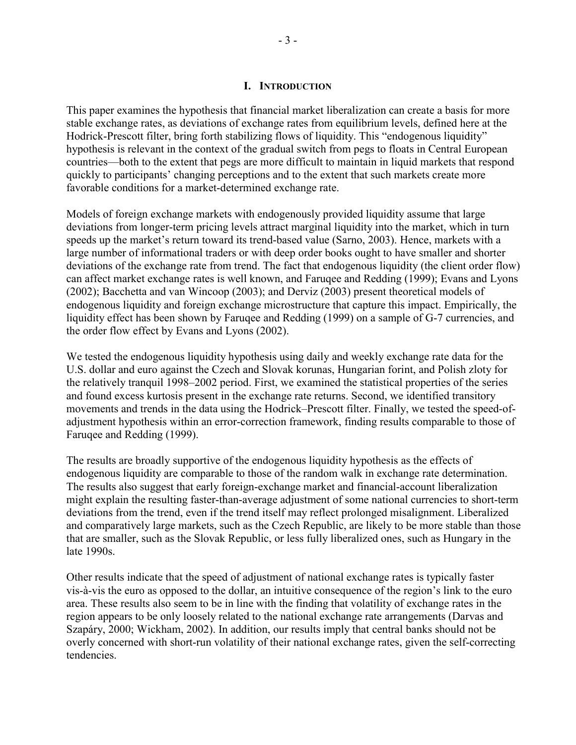# I. INTRODUCTION

This paper examines the hypothesis that financial market liberalization can create a basis for more stable exchange rates, as deviations of exchange rates from equilibrium levels, defined here at the Hodrick-Prescott filter, bring forth stabilizing flows of liquidity. This "endogenous liquidity" hypothesis is relevant in the context of the gradual switch from pegs to floats in Central European countries—both to the extent that pegs are more difficult to maintain in liquid markets that respond quickly to participants' changing perceptions and to the extent that such markets create more favorable conditions for a market-determined exchange rate.

Models of foreign exchange markets with endogenously provided liquidity assume that large deviations from longer-term pricing levels attract marginal liquidity into the market, which in turn speeds up the market's return toward its trend-based value (Sarno, 2003). Hence, markets with a large number of informational traders or with deep order books ought to have smaller and shorter deviations of the exchange rate from trend. The fact that endogenous liquidity (the client order flow) can affect market exchange rates is well known, and Faruqee and Redding (1999); Evans and Lyons (2002); Bacchetta and van Wincoop (2003); and Derviz (2003) present theoretical models of endogenous liquidity and foreign exchange microstructure that capture this impact. Empirically, the liquidity effect has been shown by Faruqee and Redding (1999) on a sample of G-7 currencies, and the order flow effect by Evans and Lyons (2002).

We tested the endogenous liquidity hypothesis using daily and weekly exchange rate data for the U.S. dollar and euro against the Czech and Slovak korunas, Hungarian forint, and Polish zloty for the relatively tranquil 1998–2002 period. First, we examined the statistical properties of the series and found excess kurtosis present in the exchange rate returns. Second, we identified transitory movements and trends in the data using the Hodrick–Prescott filter. Finally, we tested the speed-of-adjustment hypothesis within an error-correction framework, finding results comparable to those of Faruqee and Redding (1999).

The results are broadly supportive of the endogenous liquidity hypothesis as the effects of endogenous liquidity are comparable to those of the random walk in exchange rate determination. The results also suggest that early foreign-exchange market and financial-account liberalization might explain the resulting faster-than-average adjustment of some national currencies to short-term deviations from the trend, even if the trend itself may reflect prolonged misalignment. Liberalized and comparatively large markets, such as the Czech Republic, are likely to be more stable than those that are smaller, such as the Slovak Republic, or less fully liberalized ones, such as Hungary in the late 1990s.

Other results indicate that the speed of adjustment of national exchange rates is typically faster vis-à-vis the euro as opposed to the dollar, an intuitive consequence of the region's link to the euro area. These results also seem to be in line with the finding that volatility of exchange rates in the region appears to be only loosely related to the national exchange rate arrangements (Darvas and Szapáry, 2000; Wickham, 2002). In addition, our results imply that central banks should not be overly concerned with short-run volatility of their national exchange rates, given the self-correcting tendencies.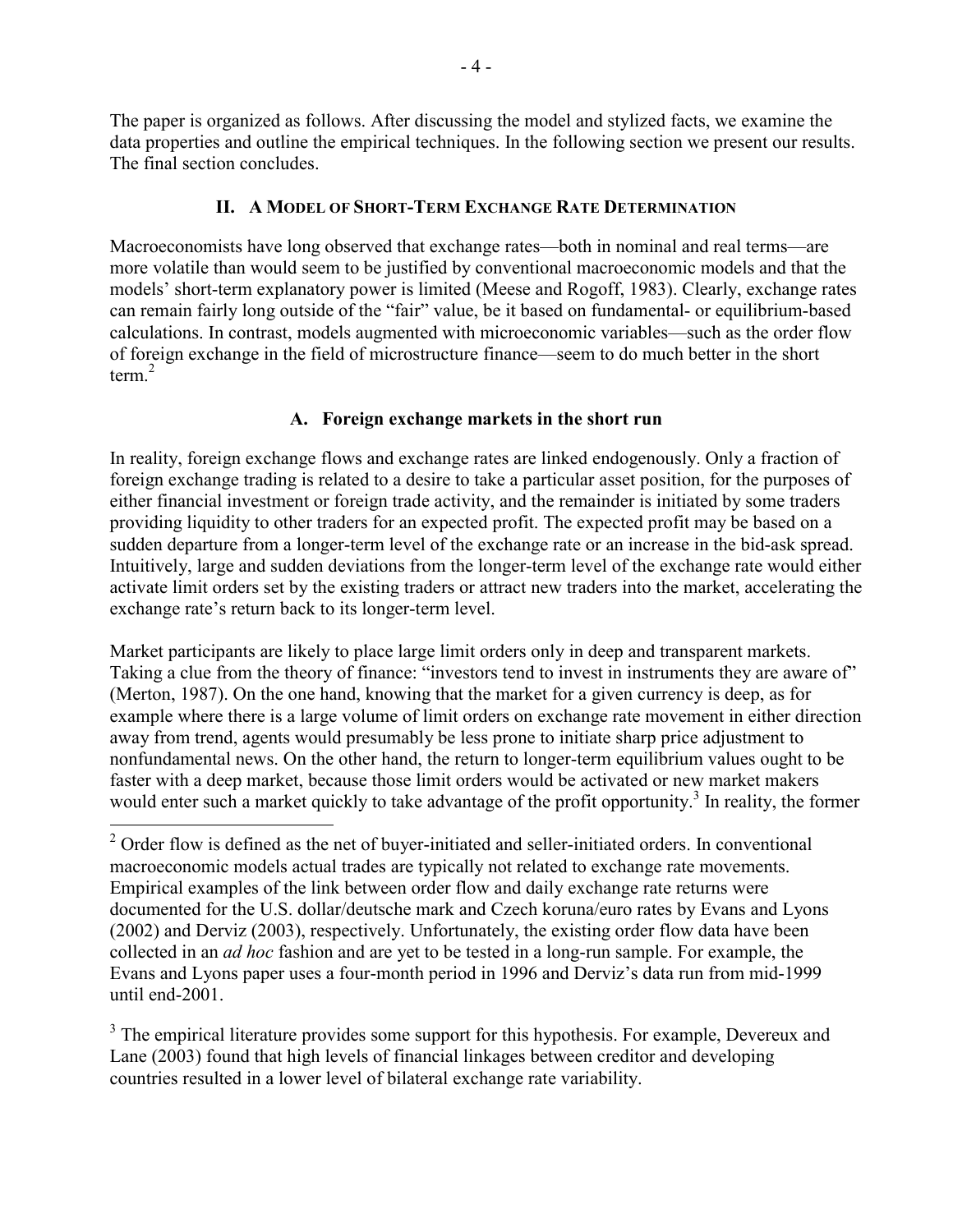The paper is organized as follows. After discussing the model and stylized facts, we examine the data properties and outline the empirical techniques. In the following section we present our results. The final section concludes.

## II. A Model of Short-Term Exchange Rate Determination

Macroeconomists have long observed that exchange rates—both in nominal and real terms—are more volatile than would seem to be justified by conventional macroeconomic models and that the models' short-term explanatory power is limited (Meese and Rogoff, 1983). Clearly, exchange rates can remain fairly long outside of the "fair" value, be it based on fundamental- or equilibrium-based calculations. In contrast, models augmented with microeconomic variables—such as the order flow of foreign exchange in the field of microstructure finance—seem to do much better in the short term.[2]

### A. Foreign exchange markets in the short run

In reality, foreign exchange flows and exchange rates are linked endogenously. Only a fraction of foreign exchange trading is related to a desire to take a particular asset position, for the purposes of either financial investment or foreign trade activity, and the remainder is initiated by some traders providing liquidity to other traders for an expected profit. The expected profit may be based on a sudden departure from a longer-term level of the exchange rate or an increase in the bid-ask spread. Intuitively, large and sudden deviations from the longer-term level of the exchange rate would either activate limit orders set by the existing traders or attract new traders into the market, accelerating the exchange rate's return back to its longer-term level.

Market participants are likely to place large limit orders only in deep and transparent markets. Taking a clue from the theory of finance: "investors tend to invest in instruments they are aware of" (Merton, 1987). On the one hand, knowing that the market for a given currency is deep, as for example where there is a large volume of limit orders on exchange rate movement in either direction away from trend, agents would presumably be less prone to initiate sharp price adjustment to nonfundamental news. On the other hand, the return to longer-term equilibrium values ought to be faster with a deep market, because those limit orders would be activated or new market makers would enter such a market quickly to take advantage of the profit opportunity.[3] In reality, the former

---

[2] Order flow is defined as the net of buyer-initiated and seller-initiated orders. In conventional macroeconomic models actual trades are typically not related to exchange rate movements. Empirical examples of the link between order flow and daily exchange rate returns were documented for the U.S. dollar/deutsche mark and Czech koruna/euro rates by Evans and Lyons (2002) and Derviz (2003), respectively. Unfortunately, the existing order flow data have been collected in an *ad hoc* fashion and are yet to be tested in a long-run sample. For example, the Evans and Lyons paper uses a four-month period in 1996 and Derviz's data run from mid-1999 until end-2001.

[3] The empirical literature provides some support for this hypothesis. For example, Devereux and Lane (2003) found that high levels of financial linkages between creditor and developing countries resulted in a lower level of bilateral exchange rate variability.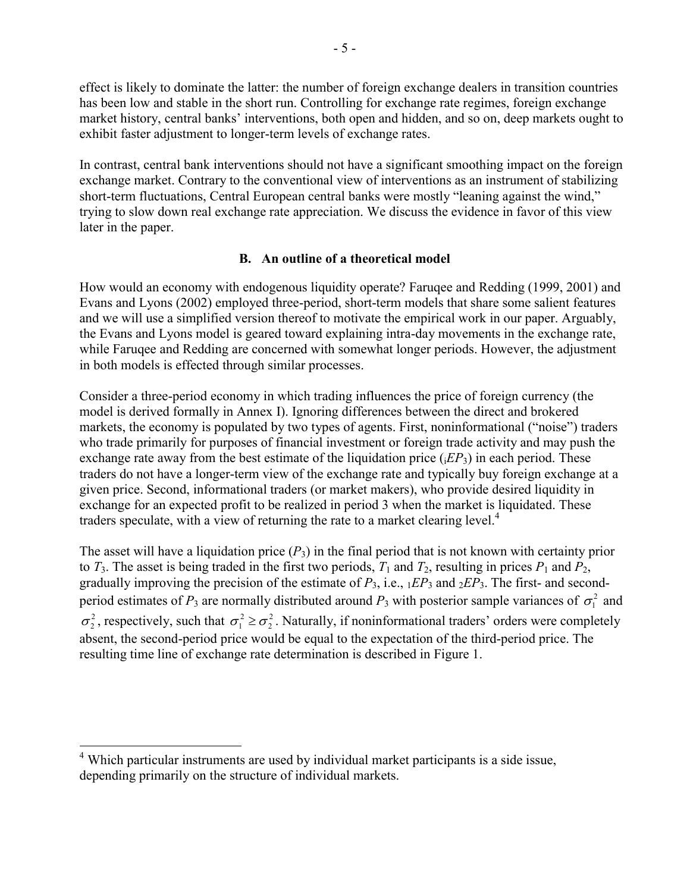effect is likely to dominate the latter: the number of foreign exchange dealers in transition countries has been low and stable in the short run. Controlling for exchange rate regimes, foreign exchange market history, central banks' interventions, both open and hidden, and so on, deep markets ought to exhibit faster adjustment to longer-term levels of exchange rates.

In contrast, central bank interventions should not have a significant smoothing impact on the foreign exchange market. Contrary to the conventional view of interventions as an instrument of stabilizing short-term fluctuations, Central European central banks were mostly "leaning against the wind," trying to slow down real exchange rate appreciation. We discuss the evidence in favor of this view later in the paper.

### B. An outline of a theoretical model

How would an economy with endogenous liquidity operate? Faruqee and Redding (1999, 2001) and Evans and Lyons (2002) employed three-period, short-term models that share some salient features and we will use a simplified version thereof to motivate the empirical work in our paper. Arguably, the Evans and Lyons model is geared toward explaining intra-day movements in the exchange rate, while Faruqee and Redding are concerned with somewhat longer periods. However, the adjustment in both models is effected through similar processes.

Consider a three-period economy in which trading influences the price of foreign currency (the model is derived formally in Annex I). Ignoring differences between the direct and brokered markets, the economy is populated by two types of agents. First, noninformational ("noise") traders who trade primarily for purposes of financial investment or foreign trade activity and may push the exchange rate away from the best estimate of the liquidation price (${}_{i}EP_3$) in each period. These traders do not have a longer-term view of the exchange rate and typically buy foreign exchange at a given price. Second, informational traders (or market makers), who provide desired liquidity in exchange for an expected profit to be realized in period 3 when the market is liquidated. These traders speculate, with a view of returning the rate to a market clearing level.[4]

The asset will have a liquidation price ($P_3$) in the final period that is not known with certainty prior to $T_3$. The asset is being traded in the first two periods, $T_1$ and $T_2$, resulting in prices $P_1$ and $P_2$, gradually improving the precision of the estimate of $P_3$, i.e., ${}_{1}EP_3$ and ${}_{2}EP_3$. The first- and second-period estimates of $P_3$ are normally distributed around $P_3$ with posterior sample variances of $\sigma_1^2$ and $\sigma_2^2$, respectively, such that $\sigma_1^2 \geq \sigma_2^2$. Naturally, if noninformational traders' orders were completely absent, the second-period price would be equal to the expectation of the third-period price. The resulting time line of exchange rate determination is described in Figure 1.

---

[4] Which particular instruments are used by individual market participants is a side issue, depending primarily on the structure of individual markets.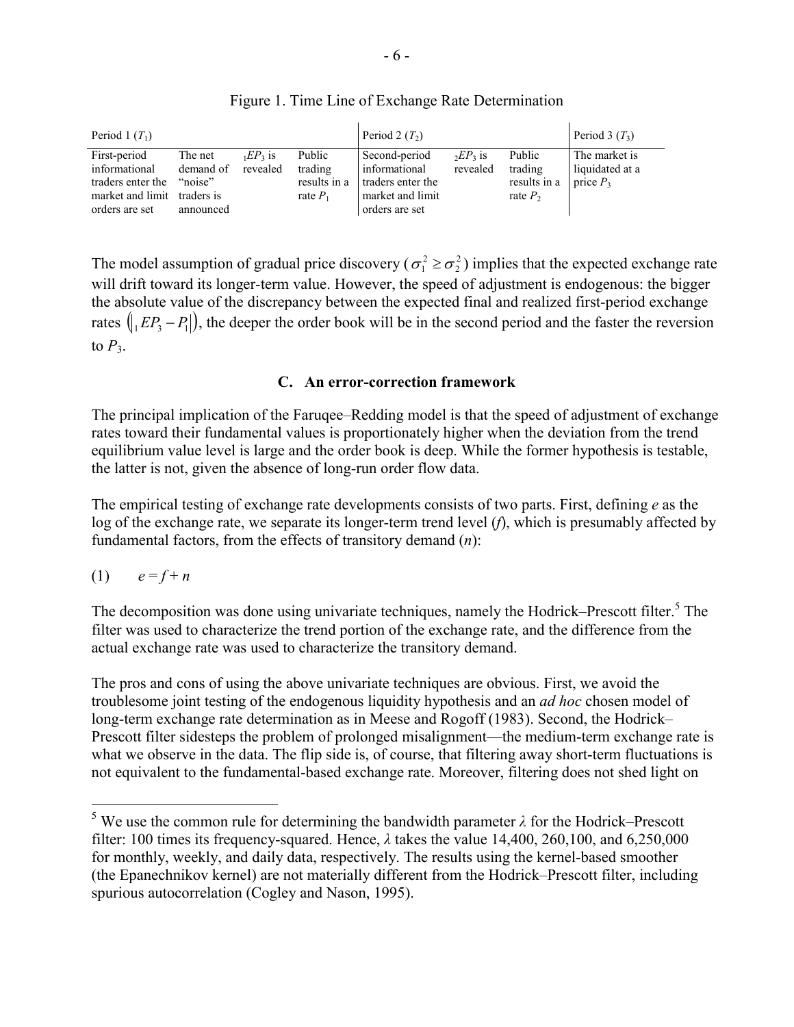Figure 1. Time Line of Exchange Rate Determination

| Period 1 ($T_1$) | | | | Period 2 ($T_2$) | | | Period 3 ($T_3$) |
|---|---|---|---|---|---|---|---|
| First-period informational traders enter the market and limit orders are set | The net demand of "noise" traders is announced | ${}_1EP_3$ is revealed | Public trading results in a rate $P_1$ | Second-period informational traders enter the market and limit orders are set | ${}_2EP_3$ is revealed | Public trading results in a rate $P_2$ | The market is liquidated at a price $P_3$ |

The model assumption of gradual price discovery ($\sigma_1^2 \geq \sigma_2^2$) implies that the expected exchange rate will drift toward its longer-term value. However, the speed of adjustment is endogenous: the bigger the absolute value of the discrepancy between the expected final and realized first-period exchange rates $\left(\left|{}_1EP_3 - P_1\right|\right)$, the deeper the order book will be in the second period and the faster the reversion to $P_3$.

### C. An error-correction framework

The principal implication of the Faruqee–Redding model is that the speed of adjustment of exchange rates toward their fundamental values is proportionately higher when the deviation from the trend equilibrium value level is large and the order book is deep. While the former hypothesis is testable, the latter is not, given the absence of long-run order flow data.

The empirical testing of exchange rate developments consists of two parts. First, defining $e$ as the log of the exchange rate, we separate its longer-term trend level ($f$), which is presumably affected by fundamental factors, from the effects of transitory demand ($n$):

$$(1) \qquad e = f + n$$

The decomposition was done using univariate techniques, namely the Hodrick–Prescott filter.[5] The filter was used to characterize the trend portion of the exchange rate, and the difference from the actual exchange rate was used to characterize the transitory demand.

The pros and cons of using the above univariate techniques are obvious. First, we avoid the troublesome joint testing of the endogenous liquidity hypothesis and an *ad hoc* chosen model of long-term exchange rate determination as in Meese and Rogoff (1983). Second, the Hodrick–Prescott filter sidesteps the problem of prolonged misalignment—the medium-term exchange rate is what we observe in the data. The flip side is, of course, that filtering away short-term fluctuations is not equivalent to the fundamental-based exchange rate. Moreover, filtering does not shed light on

[5] We use the common rule for determining the bandwidth parameter $\lambda$ for the Hodrick–Prescott filter: 100 times its frequency-squared. Hence, $\lambda$ takes the value 14,400, 260,100, and 6,250,000 for monthly, weekly, and daily data, respectively. The results using the kernel-based smoother (the Epanechnikov kernel) are not materially different from the Hodrick–Prescott filter, including spurious autocorrelation (Cogley and Nason, 1995).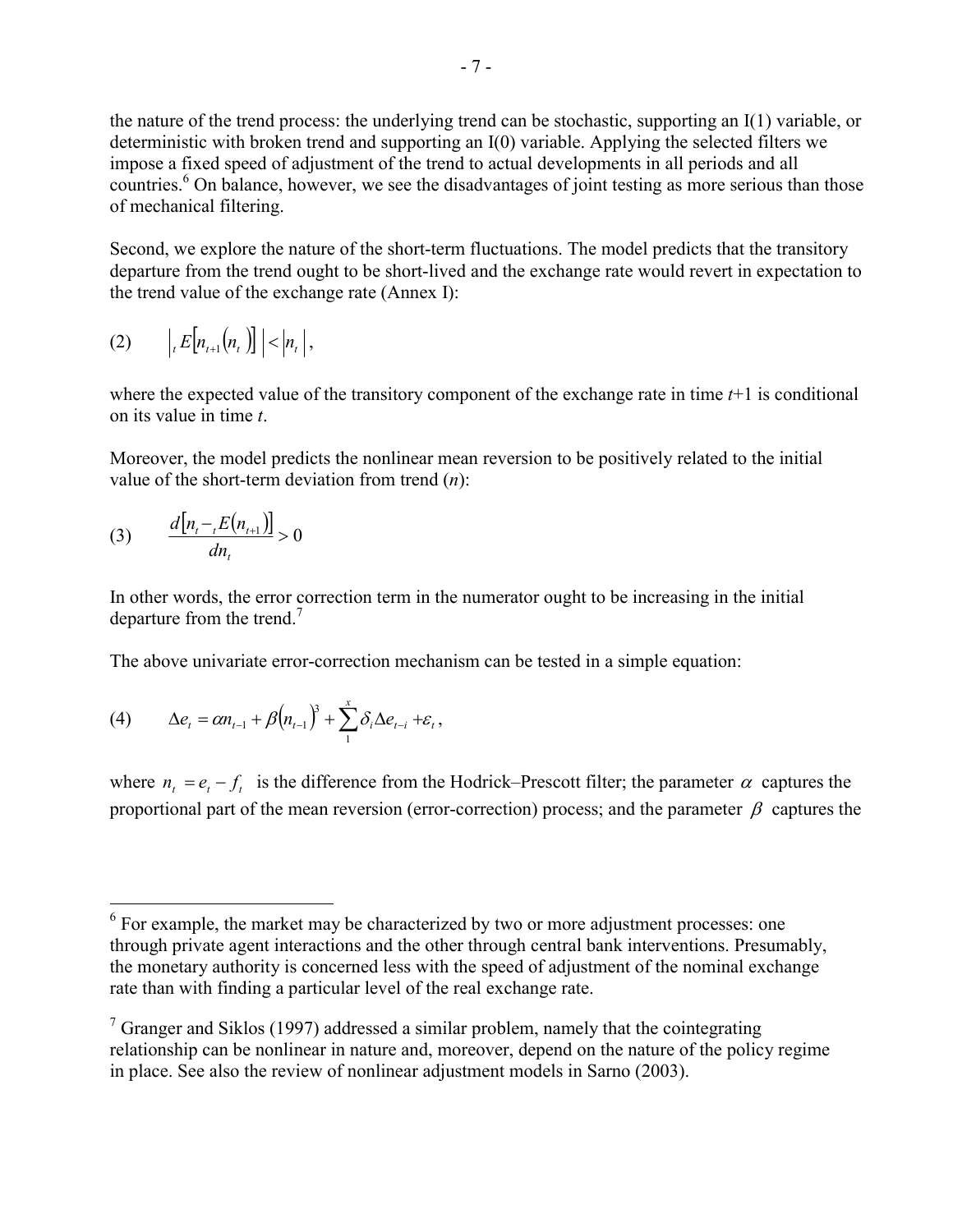the nature of the trend process: the underlying trend can be stochastic, supporting an I(1) variable, or deterministic with broken trend and supporting an I(0) variable. Applying the selected filters we impose a fixed speed of adjustment of the trend to actual developments in all periods and all countries.[6] On balance, however, we see the disadvantages of joint testing as more serious than those of mechanical filtering.

Second, we explore the nature of the short-term fluctuations. The model predicts that the transitory departure from the trend ought to be short-lived and the exchange rate would revert in expectation to the trend value of the exchange rate (Annex I):

$$(2) \qquad \left| {}_tE\left[n_{t+1}\left(n_t\right)\right] \right| < \left|n_t\right|,$$

where the expected value of the transitory component of the exchange rate in time $t$+1 is conditional on its value in time $t$.

Moreover, the model predicts the nonlinear mean reversion to be positively related to the initial value of the short-term deviation from trend ($n$):

$$(3) \qquad \frac{d\left[n_t - {}_tE\left(n_{t+1}\right)\right]}{dn_t} > 0$$

In other words, the error correction term in the numerator ought to be increasing in the initial departure from the trend.[7]

The above univariate error-correction mechanism can be tested in a simple equation:

$$(4) \qquad \Delta e_t = \alpha n_{t-1} + \beta\left(n_{t-1}\right)^3 + \sum_{1}^{x} \delta_i \Delta e_{t-i} + \varepsilon_t,$$

where $n_t = e_t - f_t$ is the difference from the Hodrick–Prescott filter; the parameter $\alpha$ captures the proportional part of the mean reversion (error-correction) process; and the parameter $\beta$ captures the

---

[6] For example, the market may be characterized by two or more adjustment processes: one through private agent interactions and the other through central bank interventions. Presumably, the monetary authority is concerned less with the speed of adjustment of the nominal exchange rate than with finding a particular level of the real exchange rate.

[7] Granger and Siklos (1997) addressed a similar problem, namely that the cointegrating relationship can be nonlinear in nature and, moreover, depend on the nature of the policy regime in place. See also the review of nonlinear adjustment models in Sarno (2003).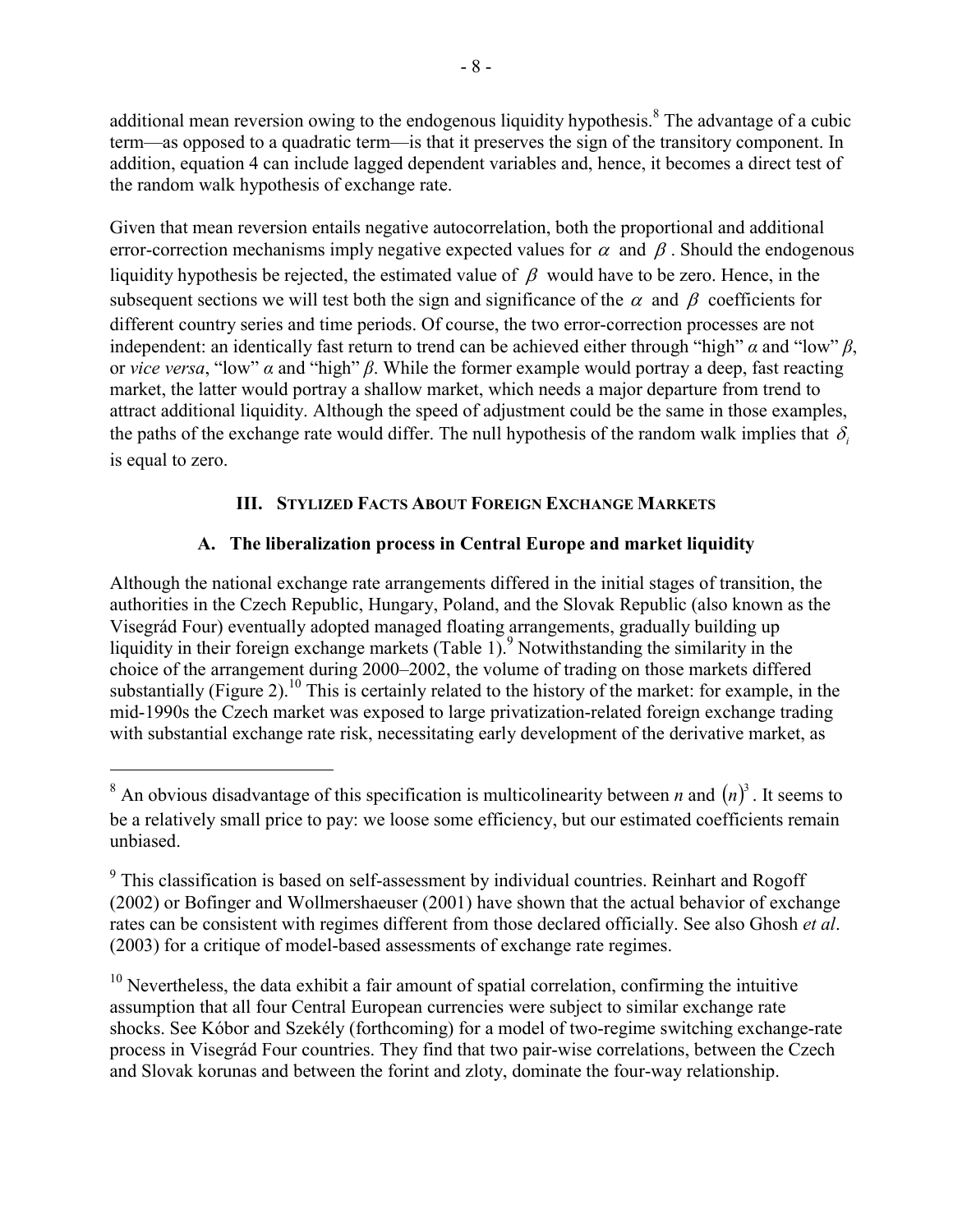additional mean reversion owing to the endogenous liquidity hypothesis.[8] The advantage of a cubic term—as opposed to a quadratic term—is that it preserves the sign of the transitory component. In addition, equation 4 can include lagged dependent variables and, hence, it becomes a direct test of the random walk hypothesis of exchange rate.

Given that mean reversion entails negative autocorrelation, both the proportional and additional error-correction mechanisms imply negative expected values for $\alpha$ and $\beta$. Should the endogenous liquidity hypothesis be rejected, the estimated value of $\beta$ would have to be zero. Hence, in the subsequent sections we will test both the sign and significance of the $\alpha$ and $\beta$ coefficients for different country series and time periods. Of course, the two error-correction processes are not independent: an identically fast return to trend can be achieved either through "high" $\alpha$ and "low" $\beta$, or *vice versa*, "low" $\alpha$ and "high" $\beta$. While the former example would portray a deep, fast reacting market, the latter would portray a shallow market, which needs a major departure from trend to attract additional liquidity. Although the speed of adjustment could be the same in those examples, the paths of the exchange rate would differ. The null hypothesis of the random walk implies that $\delta_i$ is equal to zero.

## III. Stylized Facts About Foreign Exchange Markets

### A. The liberalization process in Central Europe and market liquidity

Although the national exchange rate arrangements differed in the initial stages of transition, the authorities in the Czech Republic, Hungary, Poland, and the Slovak Republic (also known as the Visegrád Four) eventually adopted managed floating arrangements, gradually building up liquidity in their foreign exchange markets (Table 1).[9] Notwithstanding the similarity in the choice of the arrangement during 2000–2002, the volume of trading on those markets differed substantially (Figure 2).[10] This is certainly related to the history of the market: for example, in the mid-1990s the Czech market was exposed to large privatization-related foreign exchange trading with substantial exchange rate risk, necessitating early development of the derivative market, as

---

[8] An obvious disadvantage of this specification is multicolinearity between $n$ and $(n)^3$. It seems to be a relatively small price to pay: we loose some efficiency, but our estimated coefficients remain unbiased.

[9] This classification is based on self-assessment by individual countries. Reinhart and Rogoff (2002) or Bofinger and Wollmershaeuser (2001) have shown that the actual behavior of exchange rates can be consistent with regimes different from those declared officially. See also Ghosh *et al*. (2003) for a critique of model-based assessments of exchange rate regimes.

[10] Nevertheless, the data exhibit a fair amount of spatial correlation, confirming the intuitive assumption that all four Central European currencies were subject to similar exchange rate shocks. See Kóbor and Szekély (forthcoming) for a model of two-regime switching exchange-rate process in Visegrád Four countries. They find that two pair-wise correlations, between the Czech and Slovak korunas and between the forint and zloty, dominate the four-way relationship.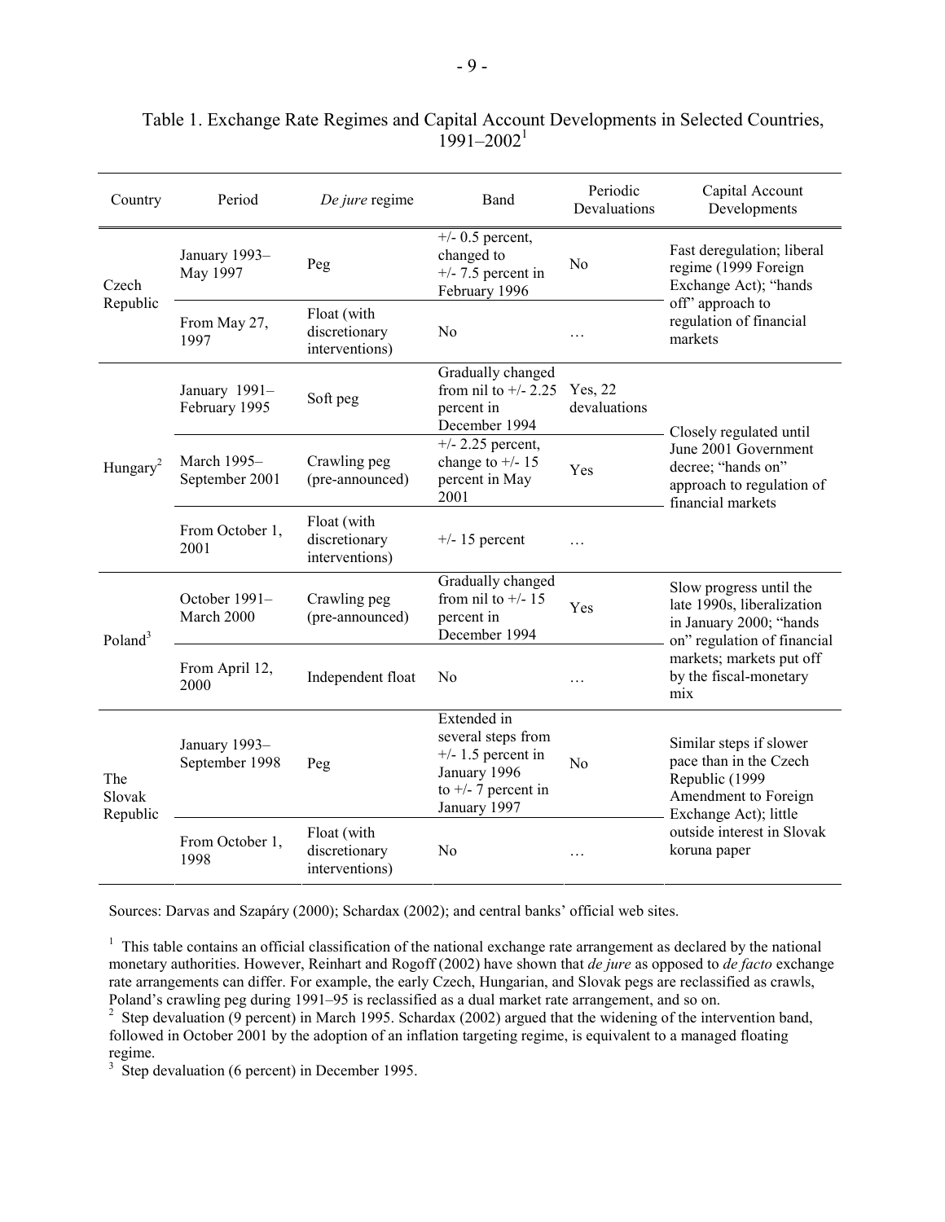Table 1. Exchange Rate Regimes and Capital Account Developments in Selected Countries, 1991–2002[1]

| Country | Period | *De jure* regime | Band | Periodic Devaluations | Capital Account Developments |
|---|---|---|---|---|---|
| Czech Republic | January 1993–May 1997 | Peg | +/- 0.5 percent, changed to +/- 7.5 percent in February 1996 | No | Fast deregulation; liberal regime (1999 Foreign Exchange Act); "hands off" approach to regulation of financial markets |
| | From May 27, 1997 | Float (with discretionary interventions) | No | … | |
| Hungary[2] | January 1991–February 1995 | Soft peg | Gradually changed from nil to +/- 2.25 percent in December 1994 | Yes, 22 devaluations | Closely regulated until June 2001 Government decree; "hands on" approach to regulation of financial markets |
| | March 1995–September 2001 | Crawling peg (pre-announced) | +/- 2.25 percent, change to +/- 15 percent in May 2001 | Yes | |
| | From October 1, 2001 | Float (with discretionary interventions) | +/- 15 percent | … | |
| Poland[3] | October 1991–March 2000 | Crawling peg (pre-announced) | Gradually changed from nil to +/- 15 percent in December 1994 | Yes | Slow progress until the late 1990s, liberalization in January 2000; "hands on" regulation of financial markets; markets put off by the fiscal-monetary mix |
| | From April 12, 2000 | Independent float | No | … | |
| The Slovak Republic | January 1993–September 1998 | Peg | Extended in several steps from +/- 1.5 percent in January 1996 to +/- 7 percent in January 1997 | No | Similar steps if slower pace than in the Czech Republic (1999 Amendment to Foreign Exchange Act); little outside interest in Slovak koruna paper |
| | From October 1, 1998 | Float (with discretionary interventions) | No | … | |

Sources: Darvas and Szapáry (2000); Schardax (2002); and central banks' official web sites.

[1] This table contains an official classification of the national exchange rate arrangement as declared by the national monetary authorities. However, Reinhart and Rogoff (2002) have shown that *de jure* as opposed to *de facto* exchange rate arrangements can differ. For example, the early Czech, Hungarian, and Slovak pegs are reclassified as crawls, Poland's crawling peg during 1991–95 is reclassified as a dual market rate arrangement, and so on.

[2] Step devaluation (9 percent) in March 1995. Schardax (2002) argued that the widening of the intervention band, followed in October 2001 by the adoption of an inflation targeting regime, is equivalent to a managed floating regime.

[3] Step devaluation (6 percent) in December 1995.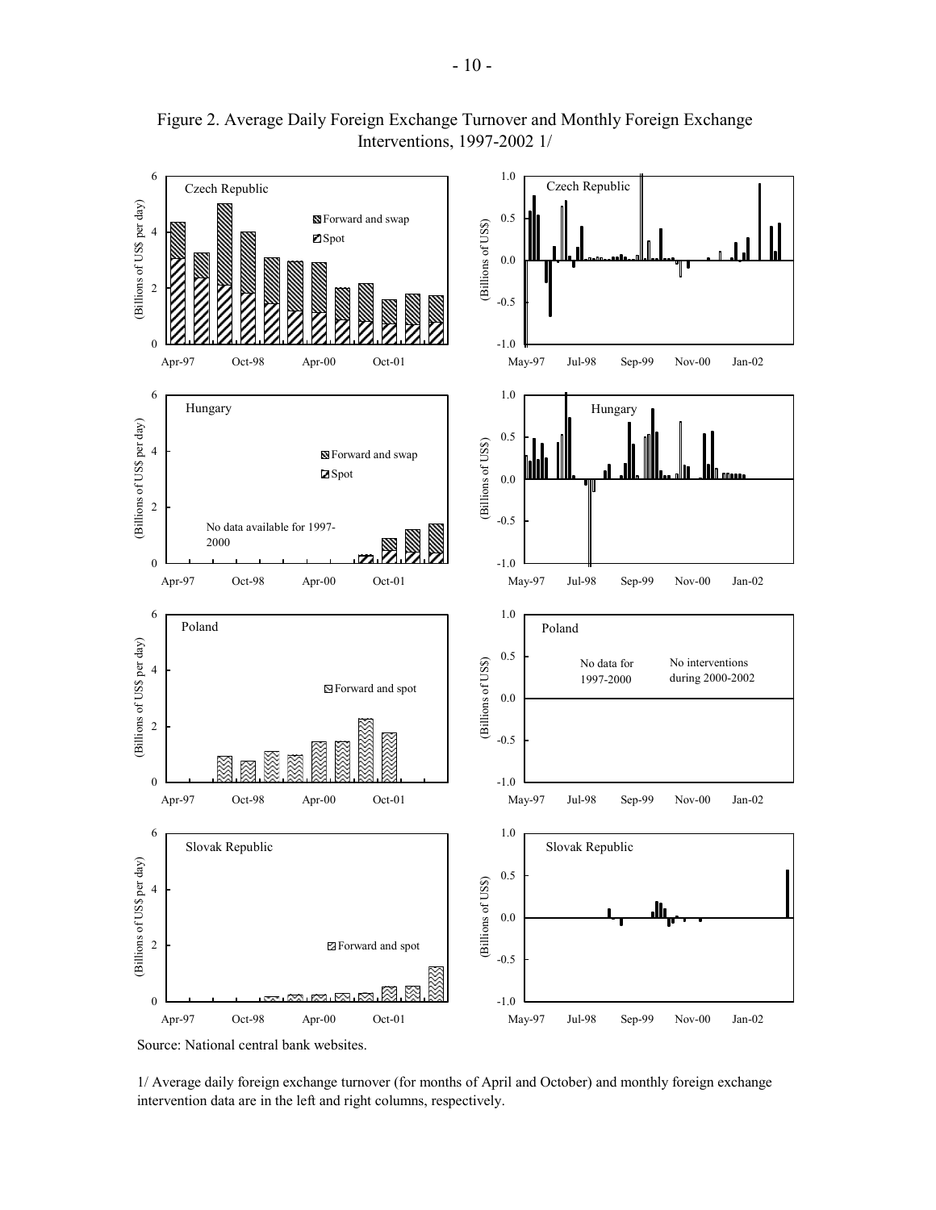Figure 2. Average Daily Foreign Exchange Turnover and Monthly Foreign Exchange Interventions, 1997-2002 1/

Source: National central bank websites.

1/ Average daily foreign exchange turnover (for months of April and October) and monthly foreign exchange intervention data are in the left and right columns, respectively.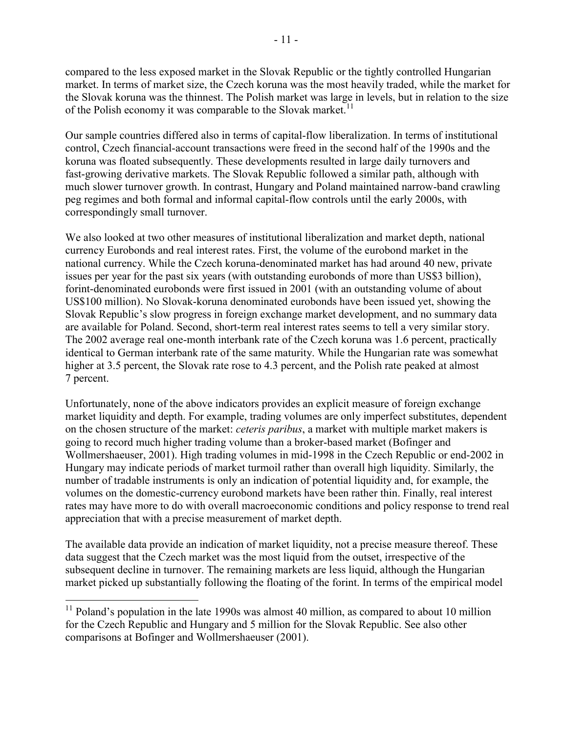compared to the less exposed market in the Slovak Republic or the tightly controlled Hungarian market. In terms of market size, the Czech koruna was the most heavily traded, while the market for the Slovak koruna was the thinnest. The Polish market was large in levels, but in relation to the size of the Polish economy it was comparable to the Slovak market.[11]

Our sample countries differed also in terms of capital-flow liberalization. In terms of institutional control, Czech financial-account transactions were freed in the second half of the 1990s and the koruna was floated subsequently. These developments resulted in large daily turnovers and fast-growing derivative markets. The Slovak Republic followed a similar path, although with much slower turnover growth. In contrast, Hungary and Poland maintained narrow-band crawling peg regimes and both formal and informal capital-flow controls until the early 2000s, with correspondingly small turnover.

We also looked at two other measures of institutional liberalization and market depth, national currency Eurobonds and real interest rates. First, the volume of the eurobond market in the national currency. While the Czech koruna-denominated market has had around 40 new, private issues per year for the past six years (with outstanding eurobonds of more than US$3 billion), forint-denominated eurobonds were first issued in 2001 (with an outstanding volume of about US$100 million). No Slovak-koruna denominated eurobonds have been issued yet, showing the Slovak Republic's slow progress in foreign exchange market development, and no summary data are available for Poland. Second, short-term real interest rates seems to tell a very similar story. The 2002 average real one-month interbank rate of the Czech koruna was 1.6 percent, practically identical to German interbank rate of the same maturity. While the Hungarian rate was somewhat higher at 3.5 percent, the Slovak rate rose to 4.3 percent, and the Polish rate peaked at almost 7 percent.

Unfortunately, none of the above indicators provides an explicit measure of foreign exchange market liquidity and depth. For example, trading volumes are only imperfect substitutes, dependent on the chosen structure of the market: *ceteris paribus*, a market with multiple market makers is going to record much higher trading volume than a broker-based market (Bofinger and Wollmershaeuser, 2001). High trading volumes in mid-1998 in the Czech Republic or end-2002 in Hungary may indicate periods of market turmoil rather than overall high liquidity. Similarly, the number of tradable instruments is only an indication of potential liquidity and, for example, the volumes on the domestic-currency eurobond markets have been rather thin. Finally, real interest rates may have more to do with overall macroeconomic conditions and policy response to trend real appreciation that with a precise measurement of market depth.

The available data provide an indication of market liquidity, not a precise measure thereof. These data suggest that the Czech market was the most liquid from the outset, irrespective of the subsequent decline in turnover. The remaining markets are less liquid, although the Hungarian market picked up substantially following the floating of the forint. In terms of the empirical model

[11] Poland's population in the late 1990s was almost 40 million, as compared to about 10 million for the Czech Republic and Hungary and 5 million for the Slovak Republic. See also other comparisons at Bofinger and Wollmershaeuser (2001).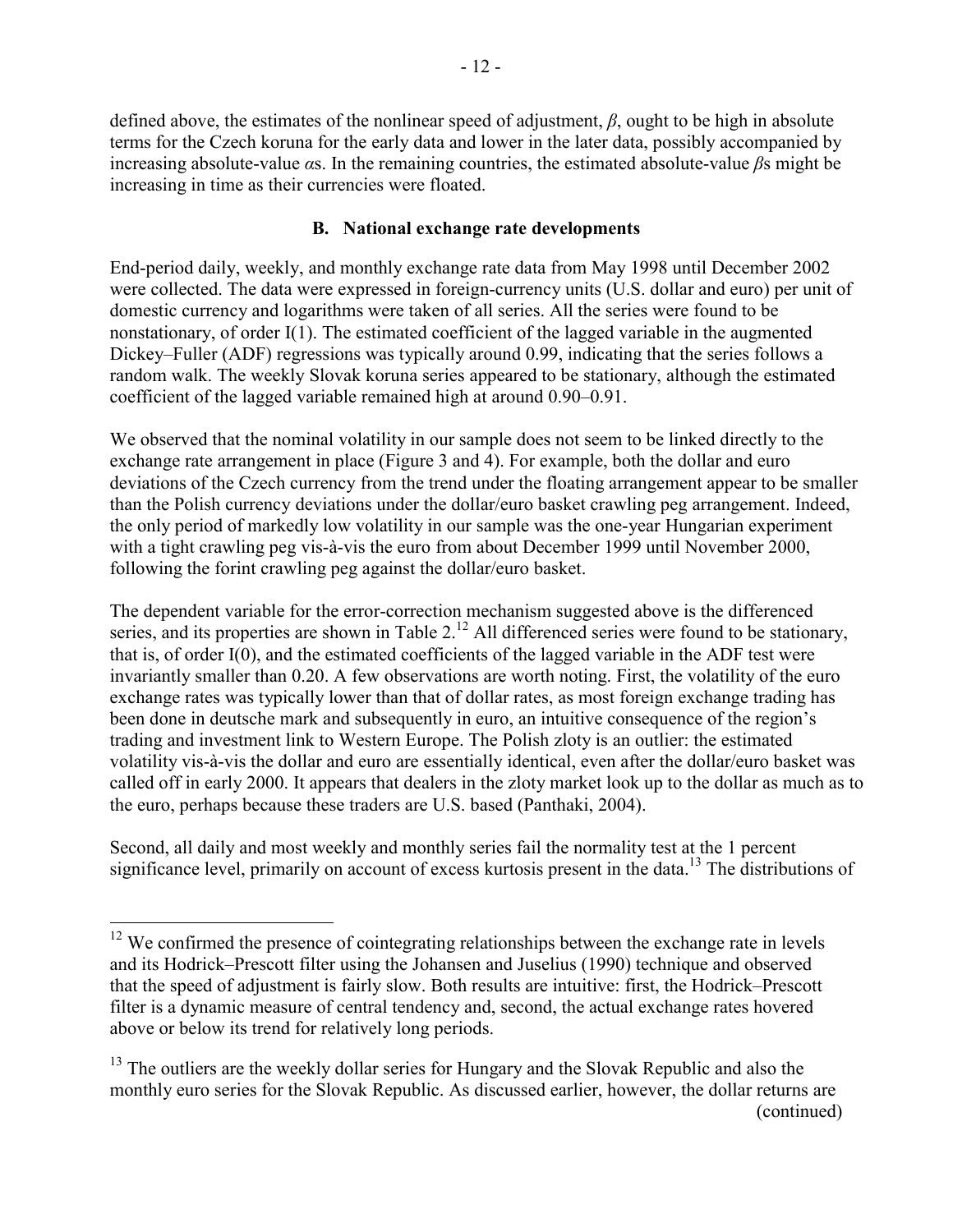defined above, the estimates of the nonlinear speed of adjustment, $\beta$, ought to be high in absolute terms for the Czech koruna for the early data and lower in the later data, possibly accompanied by increasing absolute-value $\alpha$s. In the remaining countries, the estimated absolute-value $\beta$s might be increasing in time as their currencies were floated.

### B. National exchange rate developments

End-period daily, weekly, and monthly exchange rate data from May 1998 until December 2002 were collected. The data were expressed in foreign-currency units (U.S. dollar and euro) per unit of domestic currency and logarithms were taken of all series. All the series were found to be nonstationary, of order I(1). The estimated coefficient of the lagged variable in the augmented Dickey–Fuller (ADF) regressions was typically around 0.99, indicating that the series follows a random walk. The weekly Slovak koruna series appeared to be stationary, although the estimated coefficient of the lagged variable remained high at around 0.90–0.91.

We observed that the nominal volatility in our sample does not seem to be linked directly to the exchange rate arrangement in place (Figure 3 and 4). For example, both the dollar and euro deviations of the Czech currency from the trend under the floating arrangement appear to be smaller than the Polish currency deviations under the dollar/euro basket crawling peg arrangement. Indeed, the only period of markedly low volatility in our sample was the one-year Hungarian experiment with a tight crawling peg vis-à-vis the euro from about December 1999 until November 2000, following the forint crawling peg against the dollar/euro basket.

The dependent variable for the error-correction mechanism suggested above is the differenced series, and its properties are shown in Table 2.[12] All differenced series were found to be stationary, that is, of order I(0), and the estimated coefficients of the lagged variable in the ADF test were invariantly smaller than 0.20. A few observations are worth noting. First, the volatility of the euro exchange rates was typically lower than that of dollar rates, as most foreign exchange trading has been done in deutsche mark and subsequently in euro, an intuitive consequence of the region's trading and investment link to Western Europe. The Polish zloty is an outlier: the estimated volatility vis-à-vis the dollar and euro are essentially identical, even after the dollar/euro basket was called off in early 2000. It appears that dealers in the zloty market look up to the dollar as much as to the euro, perhaps because these traders are U.S. based (Panthaki, 2004).

Second, all daily and most weekly and monthly series fail the normality test at the 1 percent significance level, primarily on account of excess kurtosis present in the data.[13] The distributions of

---

[12] We confirmed the presence of cointegrating relationships between the exchange rate in levels and its Hodrick–Prescott filter using the Johansen and Juselius (1990) technique and observed that the speed of adjustment is fairly slow. Both results are intuitive: first, the Hodrick–Prescott filter is a dynamic measure of central tendency and, second, the actual exchange rates hovered above or below its trend for relatively long periods.

[13] The outliers are the weekly dollar series for Hungary and the Slovak Republic and also the monthly euro series for the Slovak Republic. As discussed earlier, however, the dollar returns are (continued)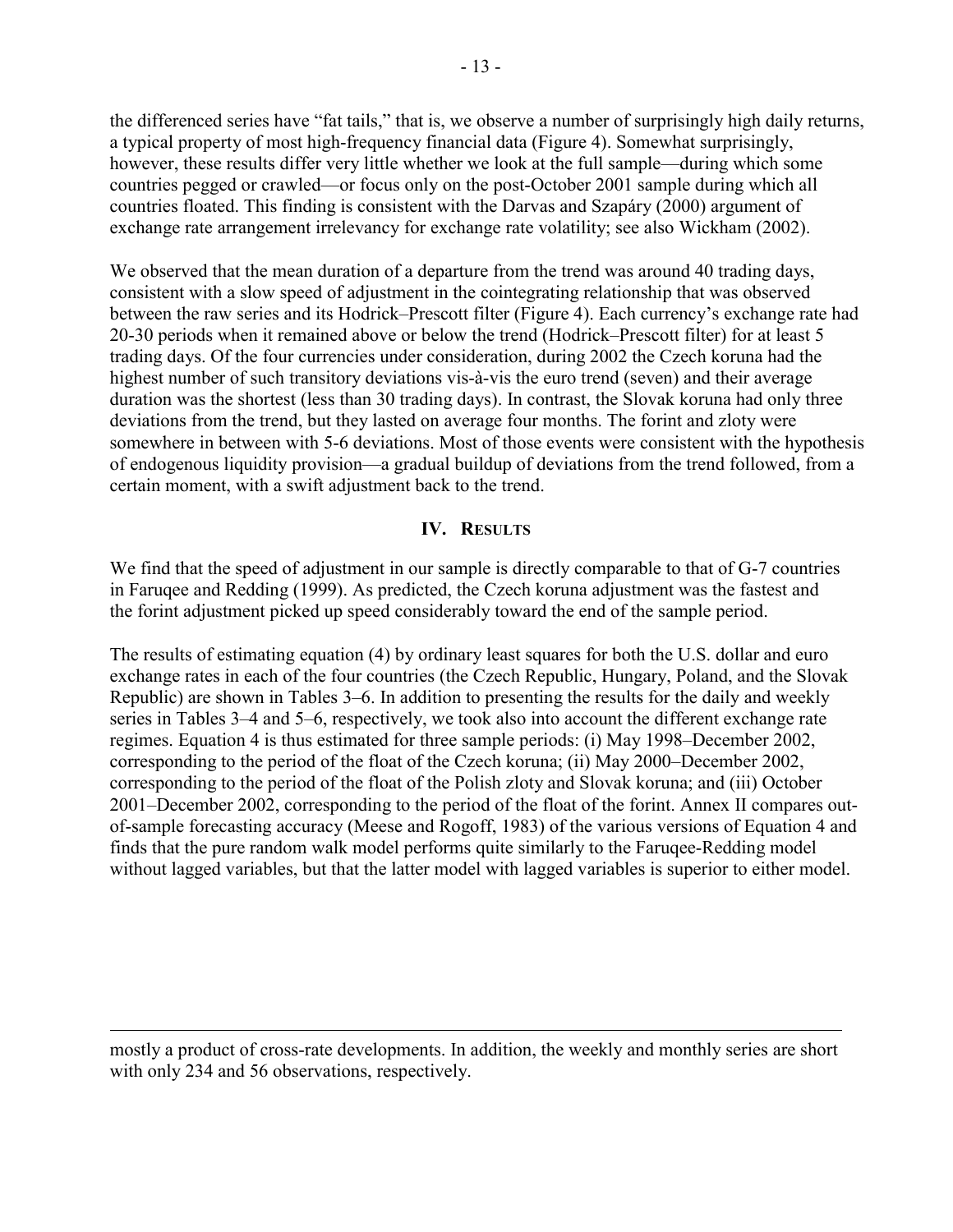the differenced series have "fat tails," that is, we observe a number of surprisingly high daily returns, a typical property of most high-frequency financial data (Figure 4). Somewhat surprisingly, however, these results differ very little whether we look at the full sample—during which some countries pegged or crawled—or focus only on the post-October 2001 sample during which all countries floated. This finding is consistent with the Darvas and Szapáry (2000) argument of exchange rate arrangement irrelevancy for exchange rate volatility; see also Wickham (2002).

We observed that the mean duration of a departure from the trend was around 40 trading days, consistent with a slow speed of adjustment in the cointegrating relationship that was observed between the raw series and its Hodrick–Prescott filter (Figure 4). Each currency's exchange rate had 20-30 periods when it remained above or below the trend (Hodrick–Prescott filter) for at least 5 trading days. Of the four currencies under consideration, during 2002 the Czech koruna had the highest number of such transitory deviations vis-à-vis the euro trend (seven) and their average duration was the shortest (less than 30 trading days). In contrast, the Slovak koruna had only three deviations from the trend, but they lasted on average four months. The forint and zloty were somewhere in between with 5-6 deviations. Most of those events were consistent with the hypothesis of endogenous liquidity provision—a gradual buildup of deviations from the trend followed, from a certain moment, with a swift adjustment back to the trend.

## IV. Results

We find that the speed of adjustment in our sample is directly comparable to that of G-7 countries in Faruqee and Redding (1999). As predicted, the Czech koruna adjustment was the fastest and the forint adjustment picked up speed considerably toward the end of the sample period.

The results of estimating equation (4) by ordinary least squares for both the U.S. dollar and euro exchange rates in each of the four countries (the Czech Republic, Hungary, Poland, and the Slovak Republic) are shown in Tables 3–6. In addition to presenting the results for the daily and weekly series in Tables 3–4 and 5–6, respectively, we took also into account the different exchange rate regimes. Equation 4 is thus estimated for three sample periods: (i) May 1998–December 2002, corresponding to the period of the float of the Czech koruna; (ii) May 2000–December 2002, corresponding to the period of the float of the Polish zloty and Slovak koruna; and (iii) October 2001–December 2002, corresponding to the period of the float of the forint. Annex II compares out-of-sample forecasting accuracy (Meese and Rogoff, 1983) of the various versions of Equation 4 and finds that the pure random walk model performs quite similarly to the Faruqee-Redding model without lagged variables, but that the latter model with lagged variables is superior to either model.

---

mostly a product of cross-rate developments. In addition, the weekly and monthly series are short with only 234 and 56 observations, respectively.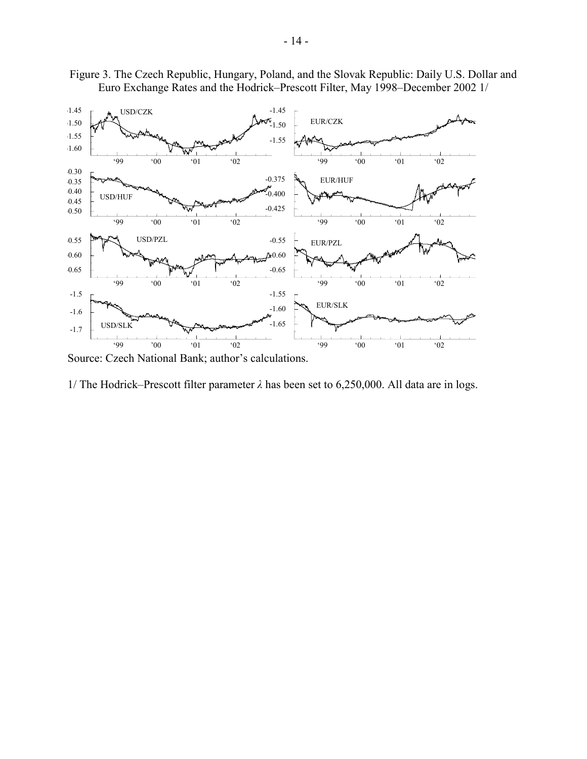Figure 3. The Czech Republic, Hungary, Poland, and the Slovak Republic: Daily U.S. Dollar and Euro Exchange Rates and the Hodrick–Prescott Filter, May 1998–December 2002 1/

Source: Czech National Bank; author's calculations.

1/ The Hodrick–Prescott filter parameter $\lambda$ has been set to 6,250,000. All data are in logs.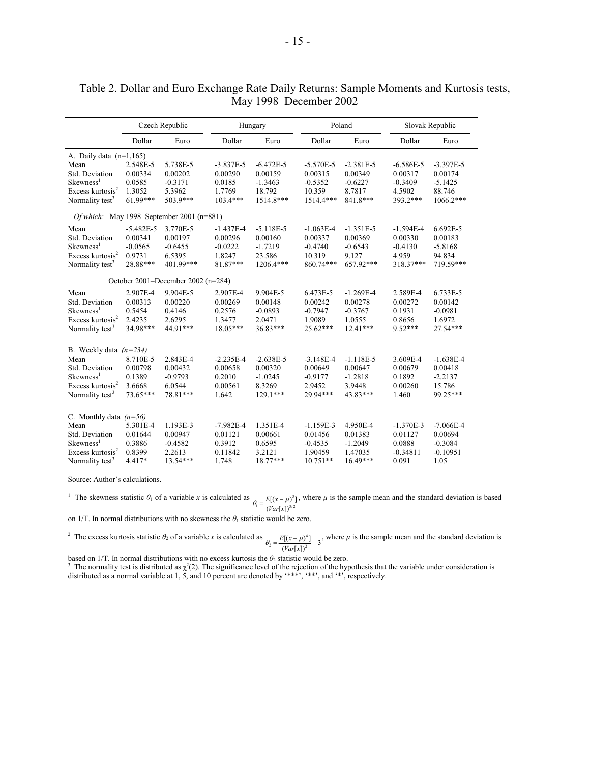Table 2. Dollar and Euro Exchange Rate Daily Returns: Sample Moments and Kurtosis tests, May 1998–December 2002

| | Czech Republic | | Hungary | | Poland | | Slovak Republic | |
|---|---|---|---|---|---|---|---|---|
| | Dollar | Euro | Dollar | Euro | Dollar | Euro | Dollar | Euro |
| A. Daily data (n=1,165) | | | | | | | | |
| Mean | 2.548E-5 | 5.738E-5 | -3.837E-5 | -6.472E-5 | -5.570E-5 | -2.381E-5 | -6.586E-5 | -3.397E-5 |
| Std. Deviation | 0.00334 | 0.00202 | 0.00290 | 0.00159 | 0.00315 | 0.00349 | 0.00317 | 0.00174 |
| Skewness[1] | 0.0585 | -0.3171 | 0.0185 | -1.3463 | -0.5352 | -0.6227 | -0.3409 | -5.1425 |
| Excess kurtosis[2] | 1.3052 | 5.3962 | 1.7769 | 18.792 | 10.359 | 8.7817 | 4.5902 | 88.746 |
| Normality test[3] | 61.99*** | 503.9*** | 103.4*** | 1514.8*** | 1514.4*** | 841.8*** | 393.2*** | 1066.2*** |
| *Of which*: May 1998–September 2001 (n=881) | | | | | | | | |
| Mean | -5.482E-5 | 3.770E-5 | -1.437E-4 | -5.118E-5 | -1.063E-4 | -1.351E-5 | -1.594E-4 | 6.692E-5 |
| Std. Deviation | 0.00341 | 0.00197 | 0.00296 | 0.00160 | 0.00337 | 0.00369 | 0.00330 | 0.00183 |
| Skewness[1] | -0.0565 | -0.6455 | -0.0222 | -1.7219 | -0.4740 | -0.6543 | -0.4130 | -5.8168 |
| Excess kurtosis[2] | 0.9731 | 6.5395 | 1.8247 | 23.586 | 10.319 | 9.127 | 4.959 | 94.834 |
| Normality test[3] | 28.88*** | 401.99*** | 81.87*** | 1206.4*** | 860.74*** | 657.92*** | 318.37*** | 719.59*** |
| October 2001–December 2002 (n=284) | | | | | | | | |
| Mean | 2.907E-4 | 9.904E-5 | 2.907E-4 | 9.904E-5 | 6.473E-5 | -1.269E-4 | 2.589E-4 | 6.733E-5 |
| Std. Deviation | 0.00313 | 0.00220 | 0.00269 | 0.00148 | 0.00242 | 0.00278 | 0.00272 | 0.00142 |
| Skewness[1] | 0.5454 | 0.4146 | 0.2576 | -0.0893 | -0.7947 | -0.3767 | 0.1931 | -0.0981 |
| Excess kurtosis[2] | 2.4235 | 2.6295 | 1.3477 | 2.0471 | 1.9089 | 1.0555 | 0.8656 | 1.6972 |
| Normality test[3] | 34.98*** | 44.91*** | 18.05*** | 36.83*** | 25.62*** | 12.41*** | 9.52*** | 27.54*** |
| B. Weekly data *(n=234)* | | | | | | | | |
| Mean | 8.710E-5 | 2.843E-4 | -2.235E-4 | -2.638E-5 | -3.148E-4 | -1.118E-5 | 3.609E-4 | -1.638E-4 |
| Std. Deviation | 0.00798 | 0.00432 | 0.00658 | 0.00320 | 0.00649 | 0.00647 | 0.00679 | 0.00418 |
| Skewness[1] | 0.1389 | -0.9793 | 0.2010 | -1.0245 | -0.9177 | -1.2818 | 0.1892 | -2.2137 |
| Excess kurtosis[2] | 3.6668 | 6.0544 | 0.00561 | 8.3269 | 2.9452 | 3.9448 | 0.00260 | 15.786 |
| Normality test[3] | 73.65*** | 78.81*** | 1.642 | 129.1*** | 29.94*** | 43.83*** | 1.460 | 99.25*** |
| C. Monthly data *(n=56)* | | | | | | | | |
| Mean | 5.301E-4 | 1.193E-3 | -7.982E-4 | 1.351E-4 | -1.159E-3 | 4.950E-4 | -1.370E-3 | -7.066E-4 |
| Std. Deviation | 0.01644 | 0.00947 | 0.01121 | 0.00661 | 0.01456 | 0.01383 | 0.01127 | 0.00694 |
| Skewness[1] | 0.3886 | -0.4582 | 0.3912 | 0.6595 | -0.4535 | -1.2049 | 0.0888 | -0.3084 |
| Excess kurtosis[2] | 0.8399 | 2.2613 | 0.11842 | 3.2121 | 1.90459 | 1.47035 | -0.34811 | -0.10951 |
| Normality test[3] | 4.417* | 13.54*** | 1.748 | 18.77*** | 10.751** | 16.49*** | 0.091 | 1.05 |

Source: Author's calculations.

[1] The skewness statistic $\theta_1$ of a variable $x$ is calculated as $\theta_1 = \frac{E[(x-\mu)^3]}{(Var[x])^{3/2}}$, where $\mu$ is the sample mean and the standard deviation is based on 1/T. In normal distributions with no skewness the $\theta_1$ statistic would be zero.

[2] The excess kurtosis statistic $\theta_2$ of a variable $x$ is calculated as $\theta_2 = \frac{E[(x-\mu)^4]}{(Var[x])^2} - 3$, where $\mu$ is the sample mean and the standard deviation is based on 1/T. In normal distributions with no excess kurtosis the $\theta_2$ statistic would be zero.

[3] The normality test is distributed as $\chi^2(2)$. The significance level of the rejection of the hypothesis that the variable under consideration is distributed as a normal variable at 1, 5, and 10 percent are denoted by '***', '**', and '*', respectively.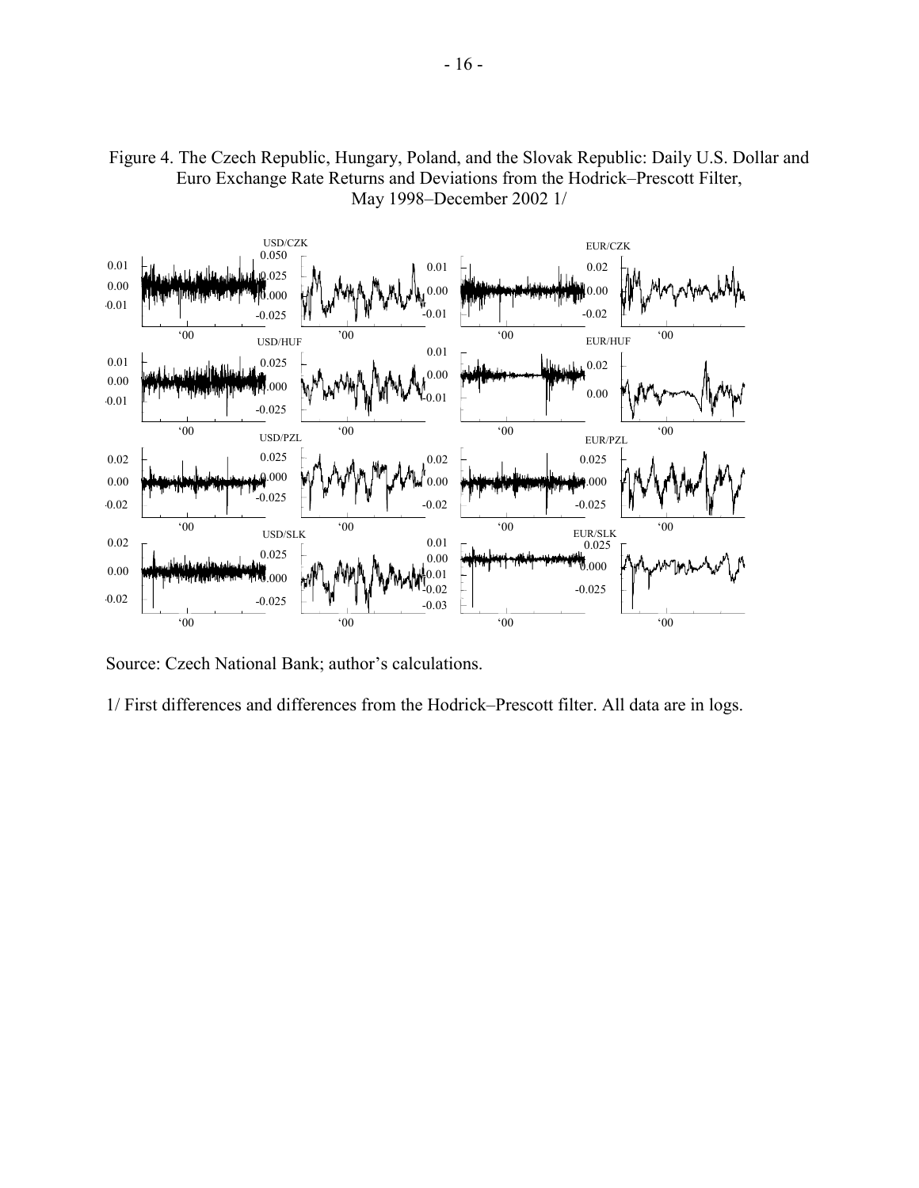Figure 4. The Czech Republic, Hungary, Poland, and the Slovak Republic: Daily U.S. Dollar and Euro Exchange Rate Returns and Deviations from the Hodrick–Prescott Filter, May 1998–December 2002 1/

Source: Czech National Bank; author's calculations.

1/ First differences and differences from the Hodrick–Prescott filter. All data are in logs.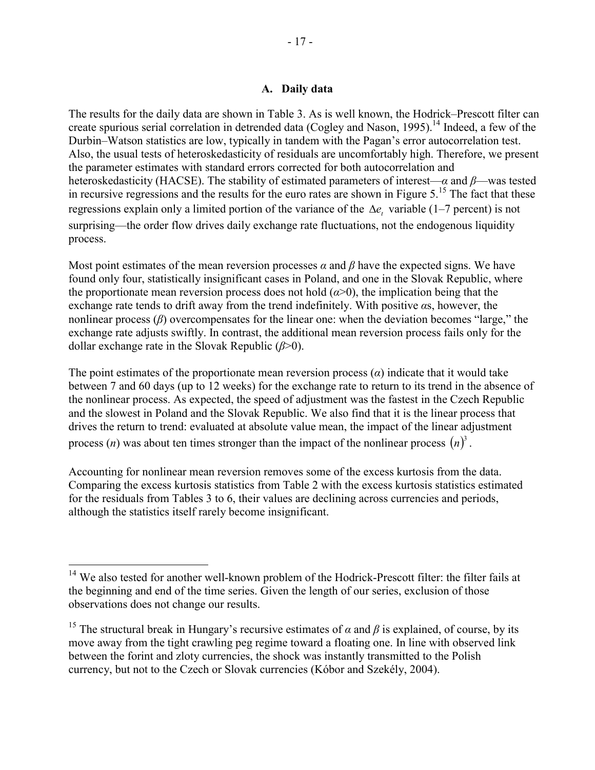### A. Daily data

The results for the daily data are shown in Table 3. As is well known, the Hodrick–Prescott filter can create spurious serial correlation in detrended data (Cogley and Nason, 1995).[14] Indeed, a few of the Durbin–Watson statistics are low, typically in tandem with the Pagan's error autocorrelation test. Also, the usual tests of heteroskedasticity of residuals are uncomfortably high. Therefore, we present the parameter estimates with standard errors corrected for both autocorrelation and heteroskedasticity (HACSE). The stability of estimated parameters of interest—$\alpha$ and $\beta$—was tested in recursive regressions and the results for the euro rates are shown in Figure 5.[15] The fact that these regressions explain only a limited portion of the variance of the $\Delta e_t$ variable (1–7 percent) is not surprising—the order flow drives daily exchange rate fluctuations, not the endogenous liquidity process.

Most point estimates of the mean reversion processes $\alpha$ and $\beta$ have the expected signs. We have found only four, statistically insignificant cases in Poland, and one in the Slovak Republic, where the proportionate mean reversion process does not hold ($\alpha$>0), the implication being that the exchange rate tends to drift away from the trend indefinitely. With positive $\alpha$s, however, the nonlinear process ($\beta$) overcompensates for the linear one: when the deviation becomes "large," the exchange rate adjusts swiftly. In contrast, the additional mean reversion process fails only for the dollar exchange rate in the Slovak Republic ($\beta$>0).

The point estimates of the proportionate mean reversion process ($\alpha$) indicate that it would take between 7 and 60 days (up to 12 weeks) for the exchange rate to return to its trend in the absence of the nonlinear process. As expected, the speed of adjustment was the fastest in the Czech Republic and the slowest in Poland and the Slovak Republic. We also find that it is the linear process that drives the return to trend: evaluated at absolute value mean, the impact of the linear adjustment process ($n$) was about ten times stronger than the impact of the nonlinear process $(n)^3$.

Accounting for nonlinear mean reversion removes some of the excess kurtosis from the data. Comparing the excess kurtosis statistics from Table 2 with the excess kurtosis statistics estimated for the residuals from Tables 3 to 6, their values are declining across currencies and periods, although the statistics itself rarely become insignificant.

---

[14] We also tested for another well-known problem of the Hodrick-Prescott filter: the filter fails at the beginning and end of the time series. Given the length of our series, exclusion of those observations does not change our results.

[15] The structural break in Hungary's recursive estimates of $\alpha$ and $\beta$ is explained, of course, by its move away from the tight crawling peg regime toward a floating one. In line with observed link between the forint and zloty currencies, the shock was instantly transmitted to the Polish currency, but not to the Czech or Slovak currencies (Kóbor and Szekély, 2004).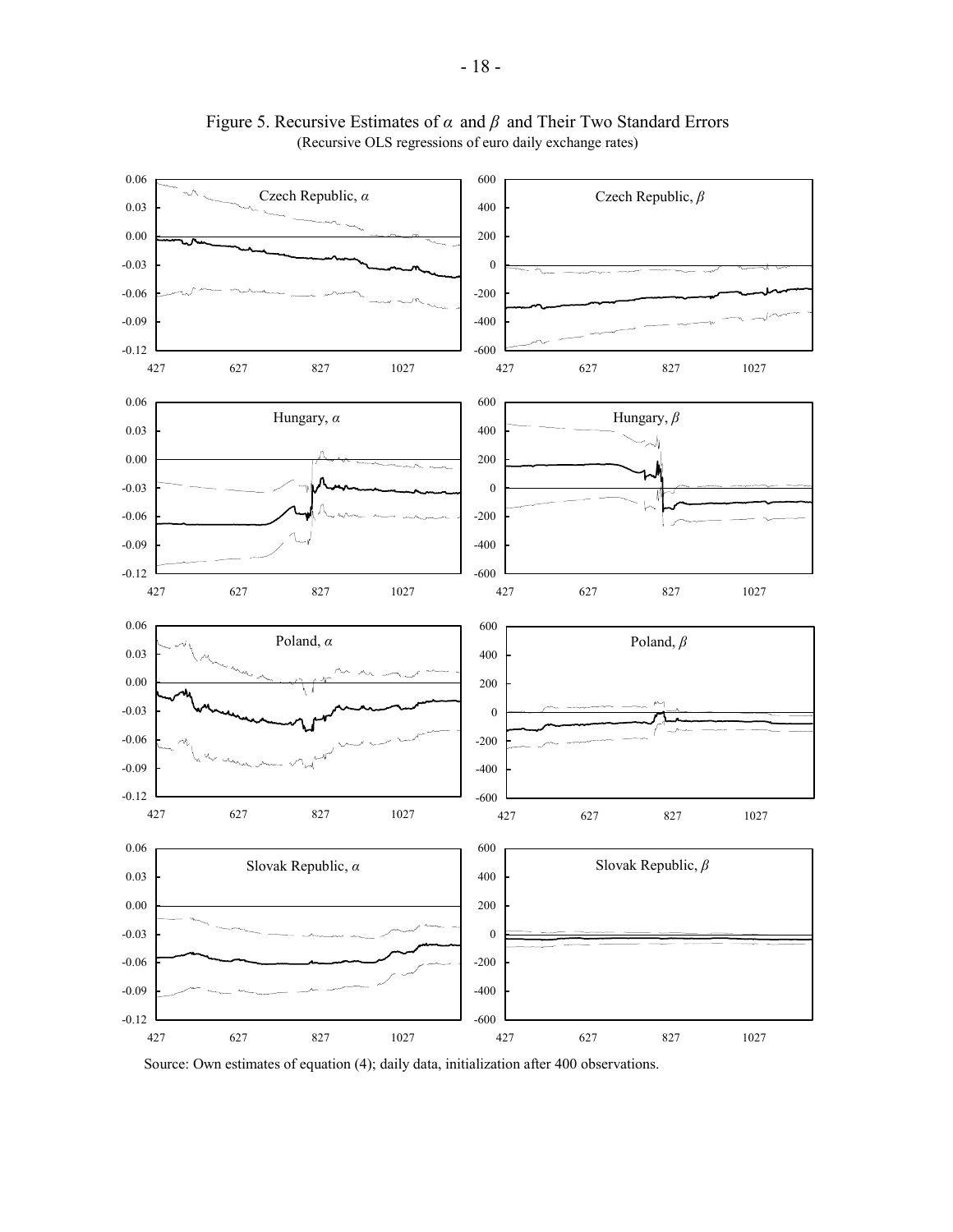Figure 5. Recursive Estimates of $\alpha$ and $\beta$ and Their Two Standard Errors
(Recursive OLS regressions of euro daily exchange rates)

Source: Own estimates of equation (4); daily data, initialization after 400 observations.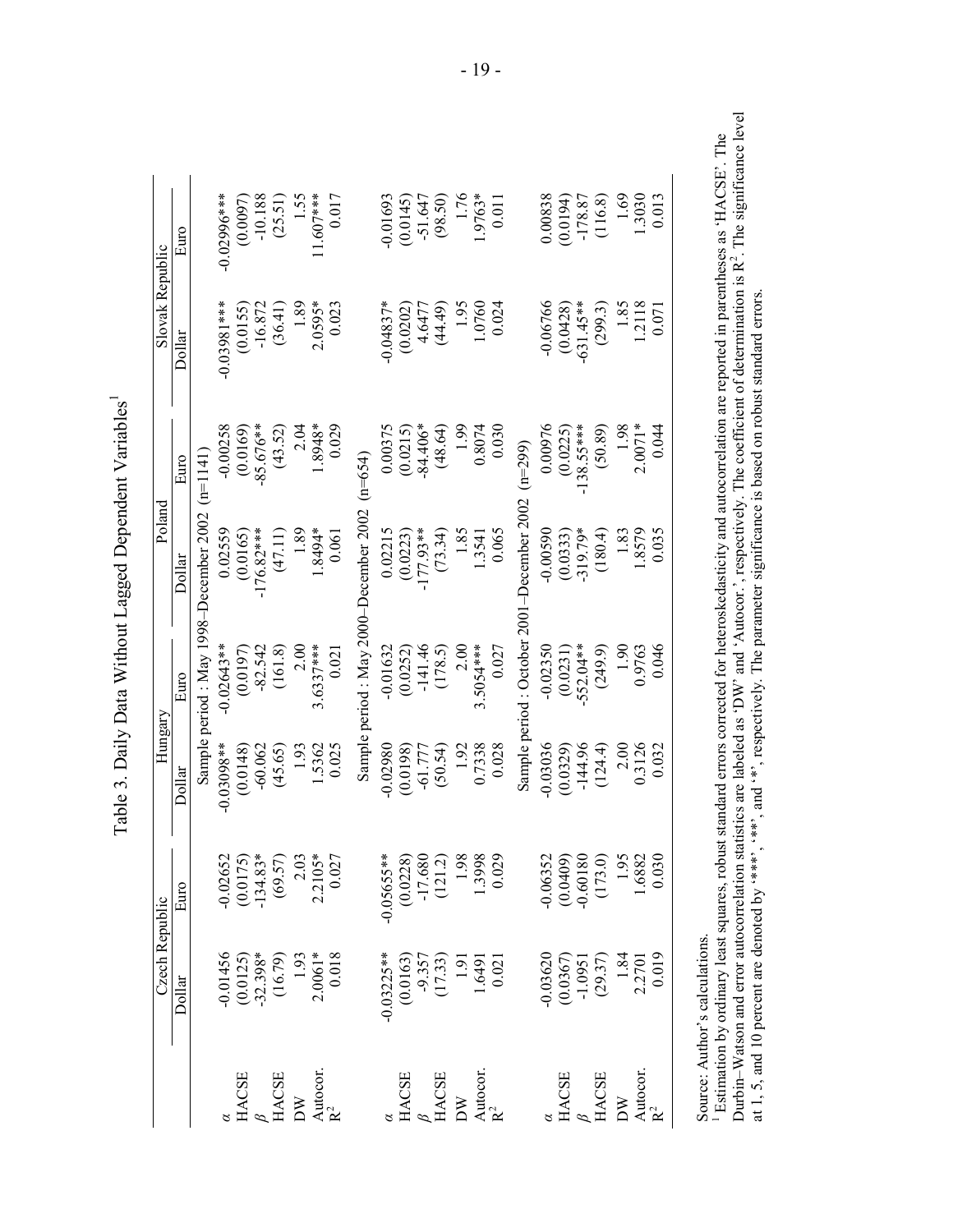Table 3. Daily Data Without Lagged Dependent Variables[1]

| | Czech Republic | | Hungary | | Poland | | Slovak Republic | |
|---|---|---|---|---|---|---|---|---|
| | Dollar | Euro | Dollar | Euro | Dollar | Euro | Dollar | Euro |
| | Sample period : May 1998–December 2002 (n=1141) | | | | | | | |
| $\alpha$ | -0.01456 | -0.02652 | -0.03098** | -0.02643** | 0.02559 | -0.00258 | -0.03981*** | -0.02996*** |
| HACSE | (0.0125) | (0.0175) | (0.0148) | (0.0197) | (0.0165) | (0.0169) | (0.0155) | (0.0097) |
| $\beta$ | -32.398* | -134.83* | -60.062 | -82.542 | -176.82*** | -85.676** | -16.872 | -10.188 |
| HACSE | (16.79) | (69.57) | (45.65) | (161.8) | (47.11) | (43.52) | (36.41) | (25.51) |
| DW | 1.93 | 2.03 | 1.93 | 2.00 | 1.89 | 2.04 | 1.89 | 1.55 |
| Autocor. | 2.0061* | 2.2105* | 1.5362 | 3.6337*** | 1.8494* | 1.8948* | 2.0595* | 11.607*** |
| $R^2$ | 0.018 | 0.027 | 0.025 | 0.021 | 0.061 | 0.029 | 0.023 | 0.017 |
| | Sample period : May 2000–December 2002 (n=654) | | | | | | | |
| $\alpha$ | -0.03225** | -0.05655** | -0.02980 | -0.01632 | 0.02215 | 0.00375 | -0.04837* | -0.01693 |
| HACSE | (0.0163) | (0.0228) | (0.0198) | (0.0252) | (0.0223) | (0.0215) | (0.0202) | (0.0145) |
| $\beta$ | -9.357 | -17.680 | -61.777 | -141.46 | -177.93** | -84.406* | 4.6477 | -51.647 |
| HACSE | (17.33) | (121.2) | (50.54) | (178.5) | (73.34) | (48.64) | (44.49) | (98.50) |
| DW | 1.91 | 1.98 | 1.92 | 2.00 | 1.85 | 1.99 | 1.95 | 1.76 |
| Autocor. | 1.6491 | 1.3998 | 0.7338 | 3.5054*** | 1.3541 | 0.8074 | 1.0760 | 1.9763* |
| $R^2$ | 0.021 | 0.029 | 0.028 | 0.027 | 0.065 | 0.030 | 0.024 | 0.011 |
| | Sample period : October 2001–December 2002 (n=299) | | | | | | | |
| $\alpha$ | -0.03620 | -0.06352 | -0.03036 | -0.02350 | -0.00590 | 0.00976 | -0.06766 | 0.00838 |
| HACSE | (0.0367) | (0.0409) | (0.0329) | (0.0231) | (0.0333) | (0.0225) | (0.0428) | (0.0194) |
| $\beta$ | -1.0951 | -0.60180 | -144.96 | -552.04** | -319.79* | -138.55*** | -631.45** | -178.87 |
| HACSE | (29.37) | (173.0) | (124.4) | (249.9) | (180.4) | (50.89) | (299.3) | (116.8) |
| DW | 1.84 | 1.95 | 2.00 | 1.90 | 1.83 | 1.98 | 1.85 | 1.69 |
| Autocor. | 2.2701 | 1.6882 | 0.3126 | 0.9763 | 1.8579 | 2.0071* | 1.2118 | 1.3030 |
| $R^2$ | 0.019 | 0.030 | 0.032 | 0.046 | 0.035 | 0.044 | 0.071 | 0.013 |

Source: Author's calculations.

[1] Estimation by ordinary least squares, robust standard errors corrected for heteroskedasticity and autocorrelation are reported in parentheses as 'HACSE'. The Durbin–Watson and error autocorrelation statistics are labeled as 'DW' and 'Autocor.', respectively. The coefficient of determination is $R^2$. The significance level at 1, 5, and 10 percent are denoted by '***', '**', and '*', respectively. The parameter significance is based on robust standard errors.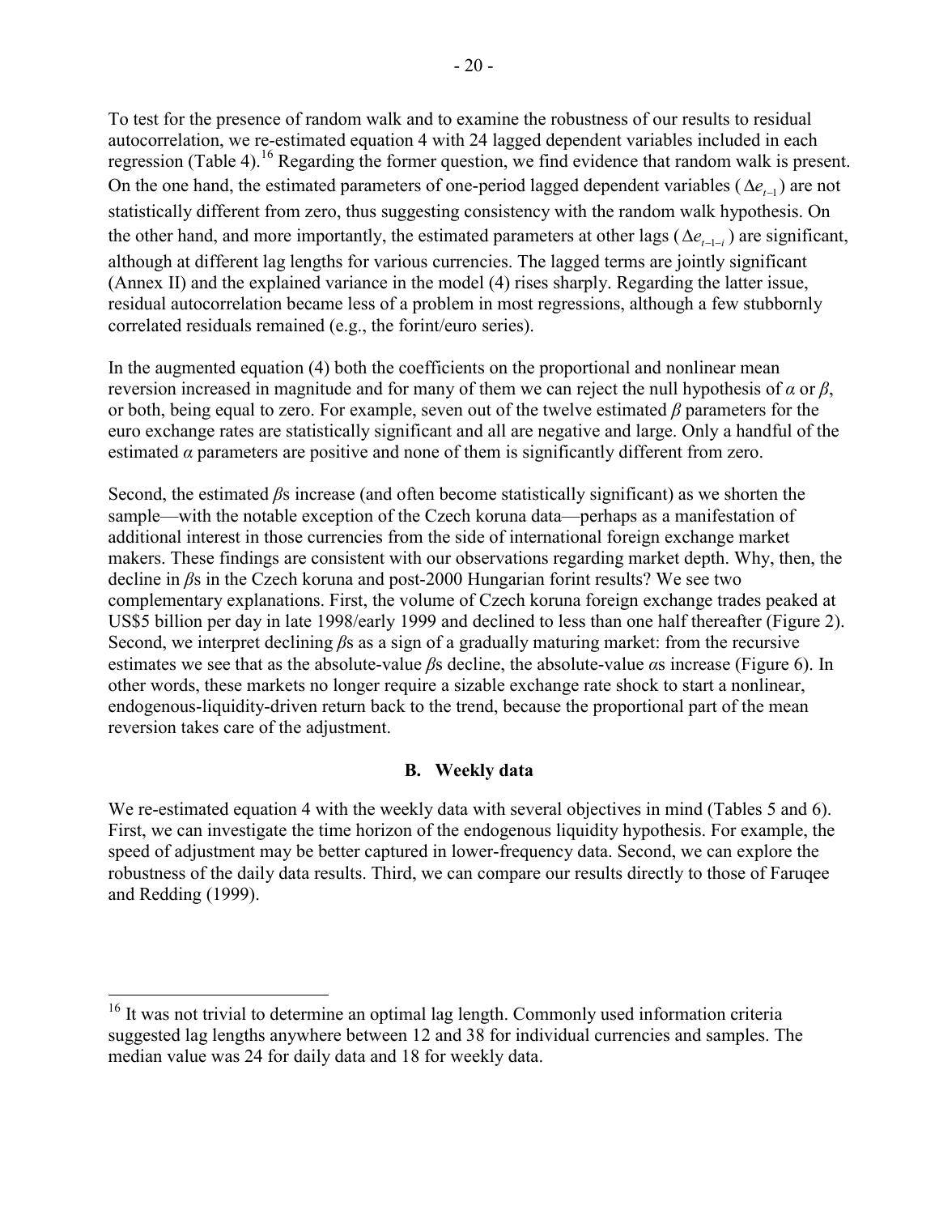To test for the presence of random walk and to examine the robustness of our results to residual autocorrelation, we re-estimated equation 4 with 24 lagged dependent variables included in each regression (Table 4).[16] Regarding the former question, we find evidence that random walk is present. On the one hand, the estimated parameters of one-period lagged dependent variables ($\Delta e_{t-1}$) are not statistically different from zero, thus suggesting consistency with the random walk hypothesis. On the other hand, and more importantly, the estimated parameters at other lags ($\Delta e_{t-1-i}$) are significant, although at different lag lengths for various currencies. The lagged terms are jointly significant (Annex II) and the explained variance in the model (4) rises sharply. Regarding the latter issue, residual autocorrelation became less of a problem in most regressions, although a few stubbornly correlated residuals remained (e.g., the forint/euro series).

In the augmented equation (4) both the coefficients on the proportional and nonlinear mean reversion increased in magnitude and for many of them we can reject the null hypothesis of $\alpha$ or $\beta$, or both, being equal to zero. For example, seven out of the twelve estimated $\beta$ parameters for the euro exchange rates are statistically significant and all are negative and large. Only a handful of the estimated $\alpha$ parameters are positive and none of them is significantly different from zero.

Second, the estimated $\beta$s increase (and often become statistically significant) as we shorten the sample—with the notable exception of the Czech koruna data—perhaps as a manifestation of additional interest in those currencies from the side of international foreign exchange market makers. These findings are consistent with our observations regarding market depth. Why, then, the decline in $\beta$s in the Czech koruna and post-2000 Hungarian forint results? We see two complementary explanations. First, the volume of Czech koruna foreign exchange trades peaked at US$5 billion per day in late 1998/early 1999 and declined to less than one half thereafter (Figure 2). Second, we interpret declining $\beta$s as a sign of a gradually maturing market: from the recursive estimates we see that as the absolute-value $\beta$s decline, the absolute-value $\alpha$s increase (Figure 6). In other words, these markets no longer require a sizable exchange rate shock to start a nonlinear, endogenous-liquidity-driven return back to the trend, because the proportional part of the mean reversion takes care of the adjustment.

## B. Weekly data

We re-estimated equation 4 with the weekly data with several objectives in mind (Tables 5 and 6). First, we can investigate the time horizon of the endogenous liquidity hypothesis. For example, the speed of adjustment may be better captured in lower-frequency data. Second, we can explore the robustness of the daily data results. Third, we can compare our results directly to those of Faruqee and Redding (1999).

[16] It was not trivial to determine an optimal lag length. Commonly used information criteria suggested lag lengths anywhere between 12 and 38 for individual currencies and samples. The median value was 24 for daily data and 18 for weekly data.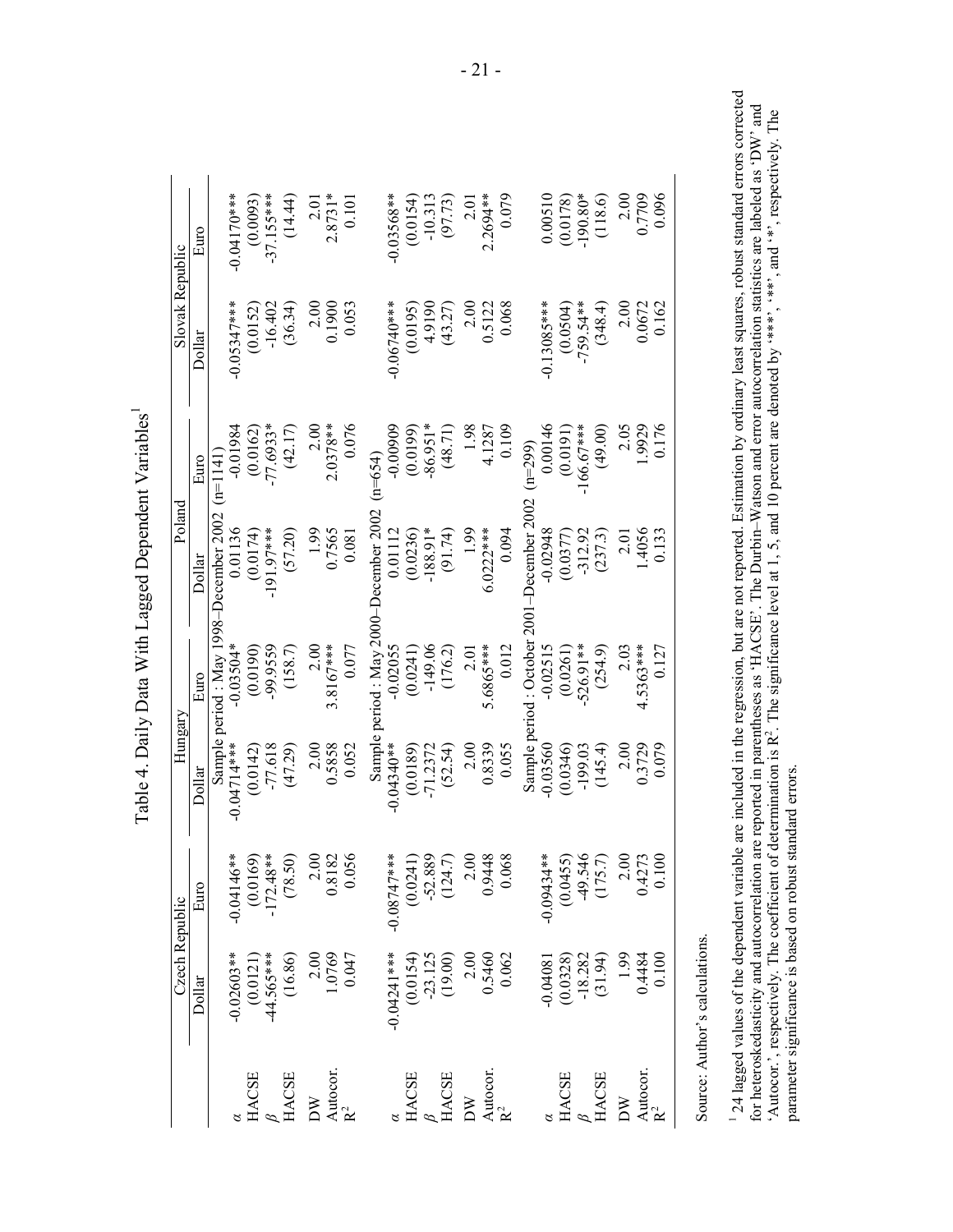# Table 4. Daily Data With Lagged Dependent Variables[1]

| | Czech Republic | | Hungary | | Poland | | Slovak Republic | |
|---|---|---|---|---|---|---|---|---|
| | Dollar | Euro | Dollar | Euro | Dollar | Euro | Dollar | Euro |
| | Sample period : May 1998–December 2002 (n=1141) | | | | | | | |
| $\alpha$ | -0.02603** | -0.04146** | -0.04714*** | -0.03504* | 0.01136 | -0.01984 | -0.05347*** | -0.04170*** |
| HACSE | (0.0121) | (0.0169) | (0.0142) | (0.0190) | (0.0174) | (0.0162) | (0.0152) | (0.0093) |
| $\beta$ | -44.565*** | -172.48** | -77.618 | -99.9559 | -191.97*** | -77.6933* | -16.402 | -37.155*** |
| HACSE | (16.86) | (78.50) | (47.29) | (158.7) | (57.20) | (42.17) | (36.34) | (14.44) |
| DW | 2.00 | 2.00 | 2.00 | 2.00 | 1.99 | 2.00 | 2.00 | 2.01 |
| Autocor. | 1.0769 | 0.8182 | 0.5858 | 3.8167*** | 0.7565 | 2.0378** | 0.1900 | 2.8731* |
| $R^2$ | 0.047 | 0.056 | 0.052 | 0.077 | 0.081 | 0.076 | 0.053 | 0.101 |
| | Sample period : May 2000–December 2002 (n=654) | | | | | | | |
| $\alpha$ | -0.04241*** | -0.08747*** | -0.04340** | -0.02055 | 0.01112 | -0.00909 | -0.06740*** | -0.03568** |
| HACSE | (0.0154) | (0.0241) | (0.0189) | (0.0241) | (0.0236) | (0.0199) | (0.0195) | (0.0154) |
| $\beta$ | -23.125 | -52.889 | -71.2372 | -149.06 | -188.91* | -86.951* | 4.9190 | -10.313 |
| HACSE | (19.00) | (124.7) | (52.54) | (176.2) | (91.74) | (48.71) | (43.27) | (97.73) |
| DW | 2.00 | 2.00 | 2.00 | 2.01 | 1.99 | 1.98 | 2.00 | 2.01 |
| Autocor. | 0.5460 | 0.9448 | 0.8339 | 5.6865*** | 6.0222*** | 4.1287 | 0.5122 | 2.2694** |
| $R^2$ | 0.062 | 0.068 | 0.055 | 0.012 | 0.094 | 0.109 | 0.068 | 0.079 |
| | Sample period : October 2001–December 2002 (n=299) | | | | | | | |
| $\alpha$ | -0.04081 | -0.09434** | -0.03560 | -0.02515 | -0.02948 | 0.00146 | -0.13085*** | 0.00510 |
| HACSE | (0.0328) | (0.0455) | (0.0346) | (0.0261) | (0.0377) | (0.0191) | (0.0504) | (0.0178) |
| $\beta$ | -18.282 | -49.546 | -199.03 | -526.91** | -312.92 | -166.67*** | -759.54** | -190.80* |
| HACSE | (31.94) | (175.7) | (145.4) | (254.9) | (237.3) | (49.00) | (348.4) | (118.6) |
| DW | 1.99 | 2.00 | 2.00 | 2.03 | 2.01 | 2.05 | 2.00 | 2.00 |
| Autocor. | 0.4484 | 0.4273 | 0.3729 | 4.5363*** | 1.4056 | 1.9929 | 0.0672 | 0.7709 |
| $R^2$ | 0.100 | 0.100 | 0.079 | 0.127 | 0.133 | 0.176 | 0.162 | 0.096 |

Source: Author's calculations.

[1] 24 lagged values of the dependent variable are included in the regression, but are not reported. Estimation by ordinary least squares, robust standard errors corrected for heteroskedasticity and autocorrelation are reported in parentheses as 'HACSE'. The Durbin–Watson and error autocorrelation statistics are labeled as 'DW' and 'Autocor.', respectively. The coefficient of determination is $R^2$. The significance level at 1, 5, and 10 percent are denoted by '***', '**', and '*', respectively. The parameter significance is based on robust standard errors.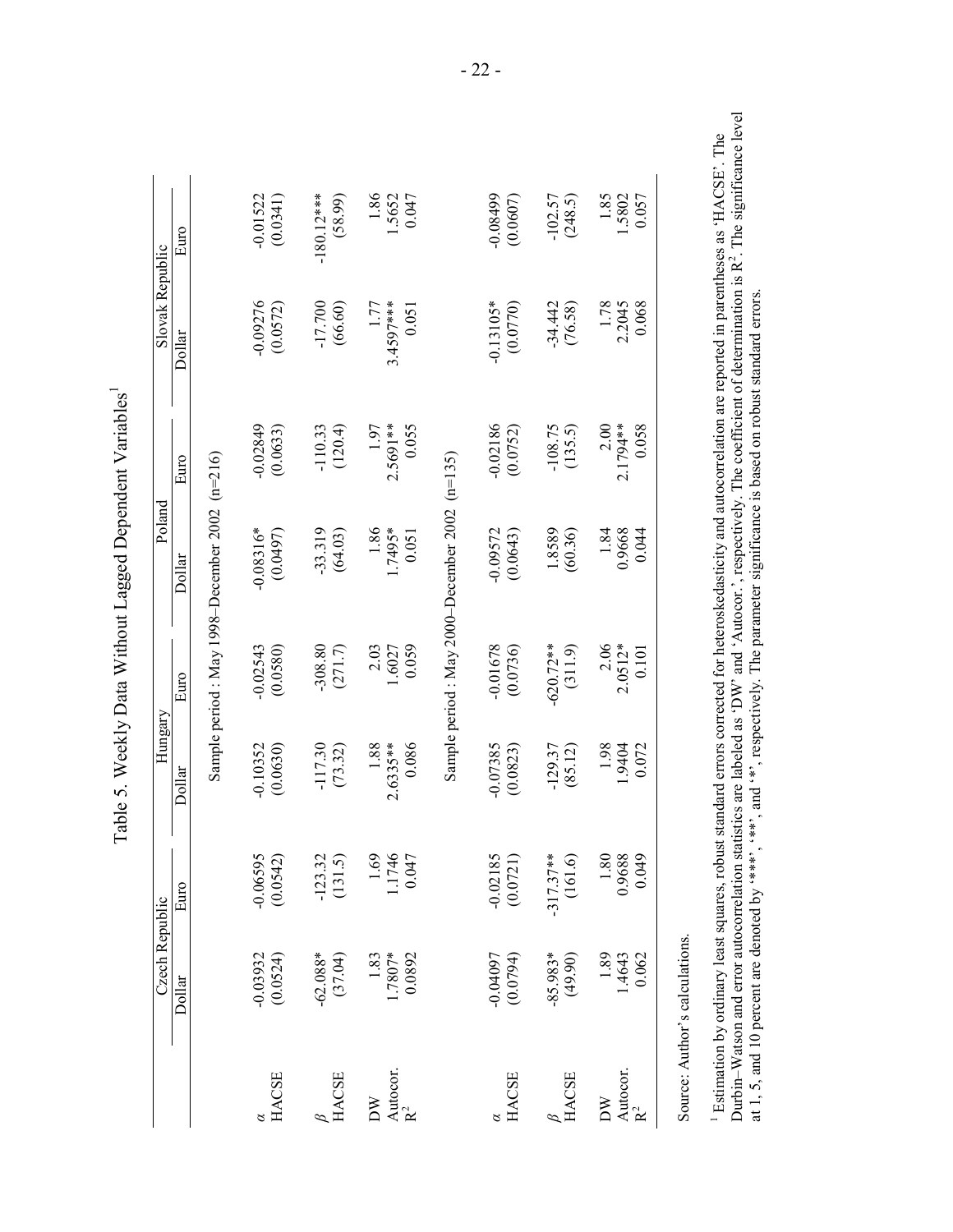# Table 5. Weekly Data Without Lagged Dependent Variables[1]

| | Czech Republic | | Hungary | | Poland | | Slovak Republic | |
|---|---|---|---|---|---|---|---|---|
| | Dollar | Euro | Dollar | Euro | Dollar | Euro | Dollar | Euro |
| **Sample period : May 1998–December 2002 (n=216)** | | | | | | | | |
| $\alpha$ | -0.03932 | -0.06595 | -0.10352 | -0.02543 | -0.08316* | -0.02849 | -0.09276 | -0.01522 |
| HACSE | (0.0524) | (0.0542) | (0.0630) | (0.0580) | (0.0497) | (0.0633) | (0.0572) | (0.0341) |
| $\beta$ | -62.088* | -123.32 | -117.30 | -308.80 | -33.319 | -110.33 | -17.700 | -180.12*** |
| HACSE | (37.04) | (131.5) | (73.32) | (271.7) | (64.03) | (120.4) | (66.60) | (58.99) |
| DW | 1.83 | 1.69 | 1.88 | 2.03 | 1.86 | 1.97 | 1.77 | 1.86 |
| Autocor. | 1.7807* | 1.1746 | 2.6335** | 1.6027 | 1.7495* | 2.5691** | 3.4597*** | 1.5652 |
| $R^2$ | 0.0892 | 0.047 | 0.086 | 0.059 | 0.051 | 0.055 | 0.051 | 0.047 |
| **Sample period : May 2000–December 2002 (n=135)** | | | | | | | | |
| $\alpha$ | -0.04097 | -0.02185 | -0.07385 | -0.01678 | -0.09572 | -0.02186 | -0.13105* | -0.08499 |
| HACSE | (0.0794) | (0.0721) | (0.0823) | (0.0736) | (0.0643) | (0.0752) | (0.0770) | (0.0607) |
| $\beta$ | -85.983* | -317.37** | -129.37 | -620.72** | 1.8589 | -108.75 | -34.442 | -102.57 |
| HACSE | (49.90) | (161.6) | (85.12) | (311.9) | (60.36) | (135.5) | (76.58) | (248.5) |
| DW | 1.89 | 1.80 | 1.98 | 2.06 | 1.84 | 2.00 | 1.78 | 1.85 |
| Autocor. | 1.4643 | 0.9688 | 1.9404 | 2.0512* | 0.9668 | 2.1794** | 2.2045 | 1.5802 |
| $R^2$ | 0.062 | 0.049 | 0.072 | 0.101 | 0.044 | 0.058 | 0.068 | 0.057 |

Source: Author's calculations.

[1] Estimation by ordinary least squares, robust standard errors corrected for heteroskedasticity and autocorrelation are reported in parentheses as 'HACSE'. The Durbin–Watson and error autocorrelation statistics are labeled as 'DW' and 'Autocor.', respectively. The coefficient of determination is $R^2$. The significance level at 1, 5, and 10 percent are denoted by '***', '**', and '*', respectively. The parameter significance is based on robust standard errors.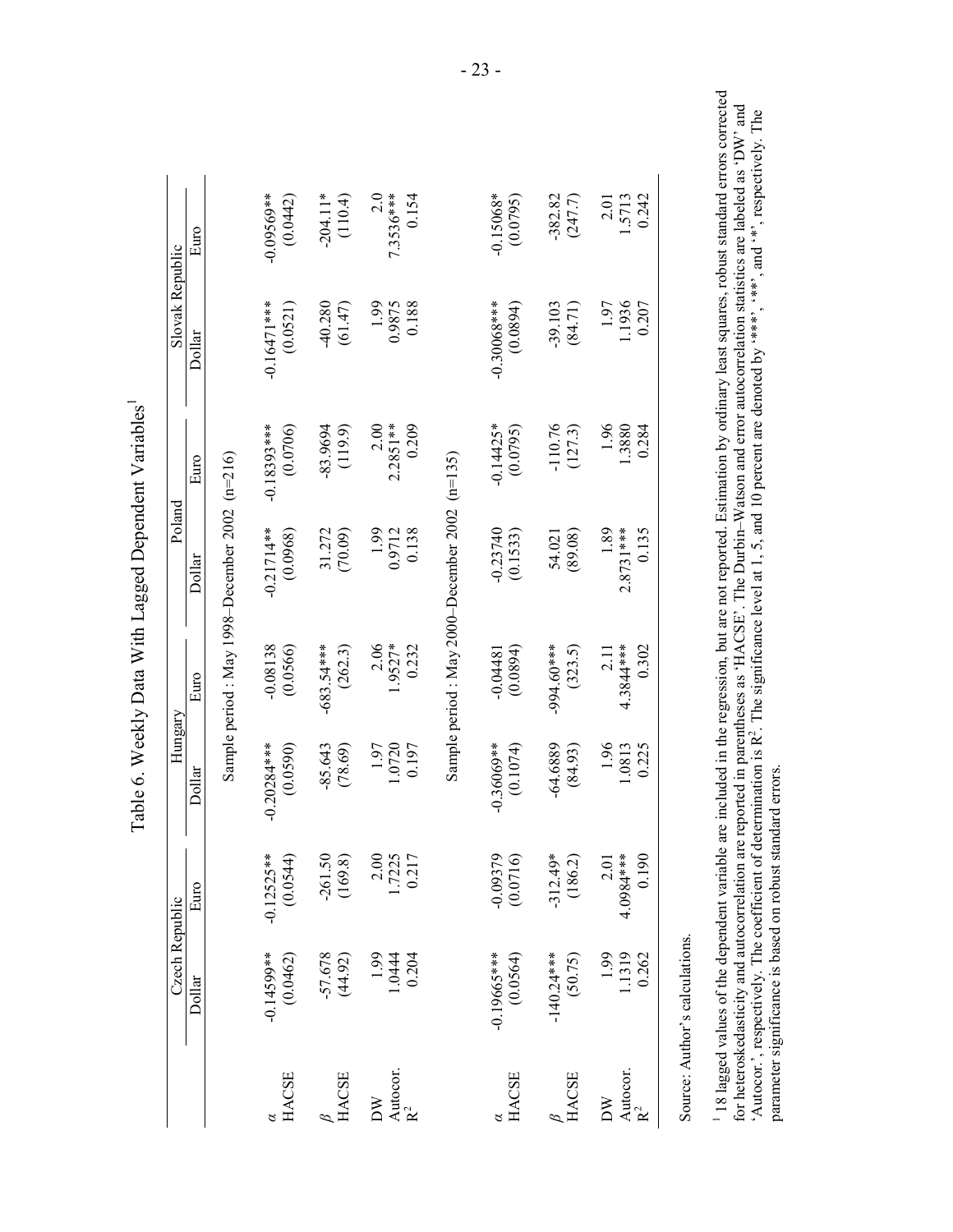# Table 6. Weekly Data With Lagged Dependent Variables[1]

| | Czech Republic | | Hungary | | Poland | | Slovak Republic | |
|---|---|---|---|---|---|---|---|---|
| | Dollar | Euro | Dollar | Euro | Dollar | Euro | Dollar | Euro |
| | Sample period : May 1998–December 2002 (n=216) | | | | | | | |
| $\alpha$ | -0.14599** | -0.12525** | -0.20284*** | -0.08138 | -0.21714** | -0.18393*** | -0.16471*** | -0.09569** |
| HACSE | (0.0462) | (0.0544) | (0.0590) | (0.0566) | (0.0968) | (0.0706) | (0.0521) | (0.0442) |
| $\beta$ | -57.678 | -261.50 | -85.643 | -683.54*** | 31.272 | -83.9694 | -40.280 | -204.11* |
| HACSE | (44.92) | (169.8) | (78.69) | (262.3) | (70.09) | (119.9) | (61.47) | (110.4) |
| DW | 1.99 | 2.00 | 1.97 | 2.06 | 1.99 | 2.00 | 1.99 | 2.0 |
| Autocor. | 1.0444 | 1.7225 | 1.0720 | 1.9527* | 0.9712 | 2.2851** | 0.9875 | 7.3536*** |
| $R^2$ | 0.204 | 0.217 | 0.197 | 0.232 | 0.138 | 0.209 | 0.188 | 0.154 |
| | Sample period : May 2000–December 2002 (n=135) | | | | | | | |
| $\alpha$ | -0.19665*** | -0.09379 | -0.36069** | -0.04481 | -0.23740 | -0.14425* | -0.30068*** | -0.15068* |
| HACSE | (0.0564) | (0.0716) | (0.1074) | (0.0894) | (0.1533) | (0.0795) | (0.0894) | (0.0795) |
| $\beta$ | -140.24*** | -312.49* | -64.6889 | -994.60*** | 54.021 | -110.76 | -39.103 | -382.82 |
| HACSE | (50.75) | (186.2) | (84.93) | (323.5) | (89.08) | (127.3) | (84.71) | (247.7) |
| DW | 1.99 | 2.01 | 1.96 | 2.11 | 1.89 | 1.96 | 1.97 | 2.01 |
| Autocor. | 1.1319 | 4.0984*** | 1.0813 | 4.3844*** | 2.8731*** | 1.3880 | 1.1936 | 1.5713 |
| $R^2$ | 0.262 | 0.190 | 0.225 | 0.302 | 0.135 | 0.284 | 0.207 | 0.242 |

Source: Author's calculations.

[1] 18 lagged values of the dependent variable are included in the regression, but are not reported. Estimation by ordinary least squares, robust standard errors corrected for heteroskedasticity and autocorrelation are reported in parentheses as 'HACSE'. The Durbin–Watson and error autocorrelation statistics are labeled as 'DW' and 'Autocor.', respectively. The coefficient of determination is $R^2$. The significance level at 1, 5, and 10 percent are denoted by '***', '**', and '*', respectively. The parameter significance is based on robust standard errors.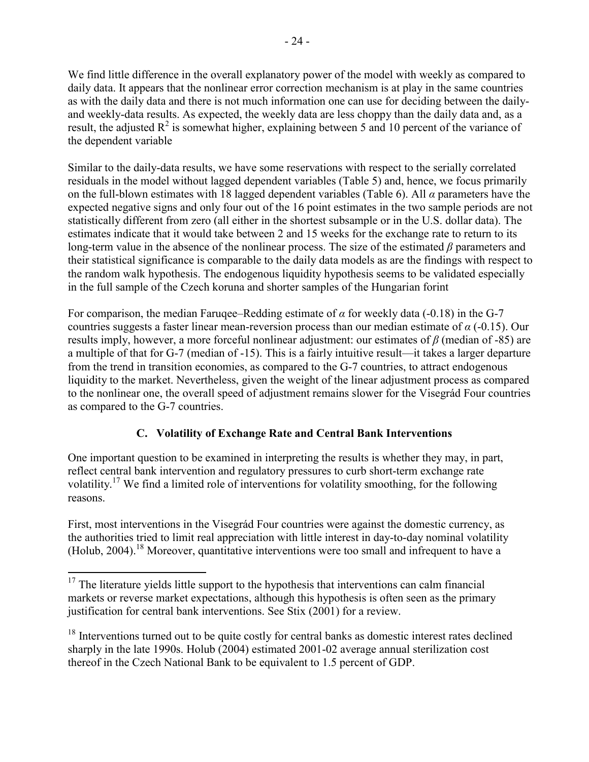We find little difference in the overall explanatory power of the model with weekly as compared to daily data. It appears that the nonlinear error correction mechanism is at play in the same countries as with the daily data and there is not much information one can use for deciding between the daily- and weekly-data results. As expected, the weekly data are less choppy than the daily data and, as a result, the adjusted $R^2$ is somewhat higher, explaining between 5 and 10 percent of the variance of the dependent variable

Similar to the daily-data results, we have some reservations with respect to the serially correlated residuals in the model without lagged dependent variables (Table 5) and, hence, we focus primarily on the full-blown estimates with 18 lagged dependent variables (Table 6). All $\alpha$ parameters have the expected negative signs and only four out of the 16 point estimates in the two sample periods are not statistically different from zero (all either in the shortest subsample or in the U.S. dollar data). The estimates indicate that it would take between 2 and 15 weeks for the exchange rate to return to its long-term value in the absence of the nonlinear process. The size of the estimated $\beta$ parameters and their statistical significance is comparable to the daily data models as are the findings with respect to the random walk hypothesis. The endogenous liquidity hypothesis seems to be validated especially in the full sample of the Czech koruna and shorter samples of the Hungarian forint

For comparison, the median Faruqee–Redding estimate of $\alpha$ for weekly data (-0.18) in the G-7 countries suggests a faster linear mean-reversion process than our median estimate of $\alpha$ (-0.15). Our results imply, however, a more forceful nonlinear adjustment: our estimates of $\beta$ (median of -85) are a multiple of that for G-7 (median of -15). This is a fairly intuitive result—it takes a larger departure from the trend in transition economies, as compared to the G-7 countries, to attract endogenous liquidity to the market. Nevertheless, given the weight of the linear adjustment process as compared to the nonlinear one, the overall speed of adjustment remains slower for the Visegrád Four countries as compared to the G-7 countries.

### C. Volatility of Exchange Rate and Central Bank Interventions

One important question to be examined in interpreting the results is whether they may, in part, reflect central bank intervention and regulatory pressures to curb short-term exchange rate volatility.[17] We find a limited role of interventions for volatility smoothing, for the following reasons.

First, most interventions in the Visegrád Four countries were against the domestic currency, as the authorities tried to limit real appreciation with little interest in day-to-day nominal volatility (Holub, 2004).[18] Moreover, quantitative interventions were too small and infrequent to have a

[17] The literature yields little support to the hypothesis that interventions can calm financial markets or reverse market expectations, although this hypothesis is often seen as the primary justification for central bank interventions. See Stix (2001) for a review.

[18] Interventions turned out to be quite costly for central banks as domestic interest rates declined sharply in the late 1990s. Holub (2004) estimated 2001-02 average annual sterilization cost thereof in the Czech National Bank to be equivalent to 1.5 percent of GDP.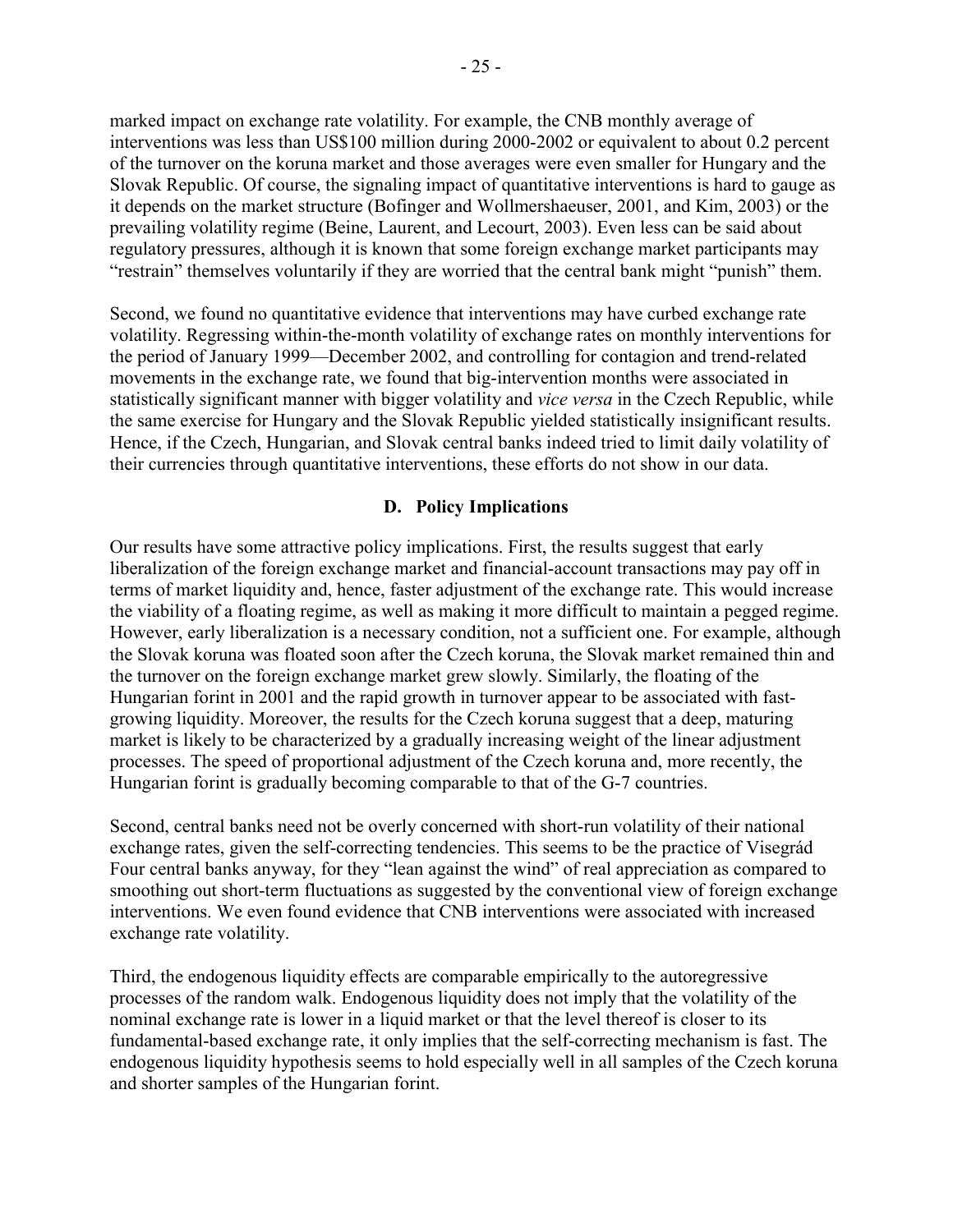marked impact on exchange rate volatility. For example, the CNB monthly average of interventions was less than US$100 million during 2000-2002 or equivalent to about 0.2 percent of the turnover on the koruna market and those averages were even smaller for Hungary and the Slovak Republic. Of course, the signaling impact of quantitative interventions is hard to gauge as it depends on the market structure (Bofinger and Wollmershaeuser, 2001, and Kim, 2003) or the prevailing volatility regime (Beine, Laurent, and Lecourt, 2003). Even less can be said about regulatory pressures, although it is known that some foreign exchange market participants may "restrain" themselves voluntarily if they are worried that the central bank might "punish" them.

Second, we found no quantitative evidence that interventions may have curbed exchange rate volatility. Regressing within-the-month volatility of exchange rates on monthly interventions for the period of January 1999—December 2002, and controlling for contagion and trend-related movements in the exchange rate, we found that big-intervention months were associated in statistically significant manner with bigger volatility and *vice versa* in the Czech Republic, while the same exercise for Hungary and the Slovak Republic yielded statistically insignificant results. Hence, if the Czech, Hungarian, and Slovak central banks indeed tried to limit daily volatility of their currencies through quantitative interventions, these efforts do not show in our data.

## D. Policy Implications

Our results have some attractive policy implications. First, the results suggest that early liberalization of the foreign exchange market and financial-account transactions may pay off in terms of market liquidity and, hence, faster adjustment of the exchange rate. This would increase the viability of a floating regime, as well as making it more difficult to maintain a pegged regime. However, early liberalization is a necessary condition, not a sufficient one. For example, although the Slovak koruna was floated soon after the Czech koruna, the Slovak market remained thin and the turnover on the foreign exchange market grew slowly. Similarly, the floating of the Hungarian forint in 2001 and the rapid growth in turnover appear to be associated with fast-growing liquidity. Moreover, the results for the Czech koruna suggest that a deep, maturing market is likely to be characterized by a gradually increasing weight of the linear adjustment processes. The speed of proportional adjustment of the Czech koruna and, more recently, the Hungarian forint is gradually becoming comparable to that of the G-7 countries.

Second, central banks need not be overly concerned with short-run volatility of their national exchange rates, given the self-correcting tendencies. This seems to be the practice of Visegrád Four central banks anyway, for they "lean against the wind" of real appreciation as compared to smoothing out short-term fluctuations as suggested by the conventional view of foreign exchange interventions. We even found evidence that CNB interventions were associated with increased exchange rate volatility.

Third, the endogenous liquidity effects are comparable empirically to the autoregressive processes of the random walk. Endogenous liquidity does not imply that the volatility of the nominal exchange rate is lower in a liquid market or that the level thereof is closer to its fundamental-based exchange rate, it only implies that the self-correcting mechanism is fast. The endogenous liquidity hypothesis seems to hold especially well in all samples of the Czech koruna and shorter samples of the Hungarian forint.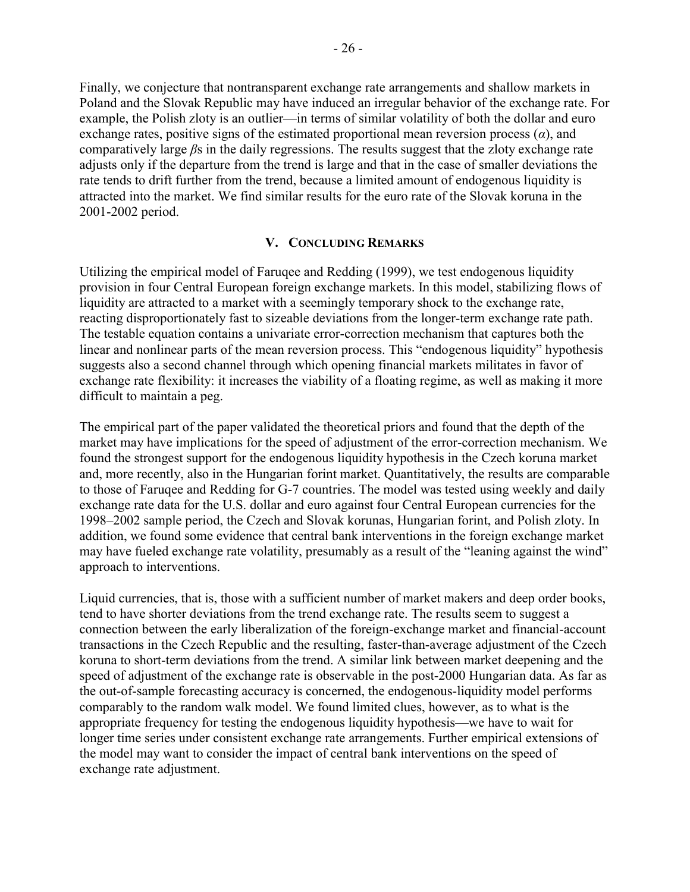Finally, we conjecture that nontransparent exchange rate arrangements and shallow markets in Poland and the Slovak Republic may have induced an irregular behavior of the exchange rate. For example, the Polish zloty is an outlier—in terms of similar volatility of both the dollar and euro exchange rates, positive signs of the estimated proportional mean reversion process ($\alpha$), and comparatively large $\beta$s in the daily regressions. The results suggest that the zloty exchange rate adjusts only if the departure from the trend is large and that in the case of smaller deviations the rate tends to drift further from the trend, because a limited amount of endogenous liquidity is attracted into the market. We find similar results for the euro rate of the Slovak koruna in the 2001-2002 period.

## V. Concluding Remarks

Utilizing the empirical model of Faruqee and Redding (1999), we test endogenous liquidity provision in four Central European foreign exchange markets. In this model, stabilizing flows of liquidity are attracted to a market with a seemingly temporary shock to the exchange rate, reacting disproportionately fast to sizeable deviations from the longer-term exchange rate path. The testable equation contains a univariate error-correction mechanism that captures both the linear and nonlinear parts of the mean reversion process. This "endogenous liquidity" hypothesis suggests also a second channel through which opening financial markets militates in favor of exchange rate flexibility: it increases the viability of a floating regime, as well as making it more difficult to maintain a peg.

The empirical part of the paper validated the theoretical priors and found that the depth of the market may have implications for the speed of adjustment of the error-correction mechanism. We found the strongest support for the endogenous liquidity hypothesis in the Czech koruna market and, more recently, also in the Hungarian forint market. Quantitatively, the results are comparable to those of Faruqee and Redding for G-7 countries. The model was tested using weekly and daily exchange rate data for the U.S. dollar and euro against four Central European currencies for the 1998–2002 sample period, the Czech and Slovak korunas, Hungarian forint, and Polish zloty. In addition, we found some evidence that central bank interventions in the foreign exchange market may have fueled exchange rate volatility, presumably as a result of the "leaning against the wind" approach to interventions.

Liquid currencies, that is, those with a sufficient number of market makers and deep order books, tend to have shorter deviations from the trend exchange rate. The results seem to suggest a connection between the early liberalization of the foreign-exchange market and financial-account transactions in the Czech Republic and the resulting, faster-than-average adjustment of the Czech koruna to short-term deviations from the trend. A similar link between market deepening and the speed of adjustment of the exchange rate is observable in the post-2000 Hungarian data. As far as the out-of-sample forecasting accuracy is concerned, the endogenous-liquidity model performs comparably to the random walk model. We found limited clues, however, as to what is the appropriate frequency for testing the endogenous liquidity hypothesis—we have to wait for longer time series under consistent exchange rate arrangements. Further empirical extensions of the model may want to consider the impact of central bank interventions on the speed of exchange rate adjustment.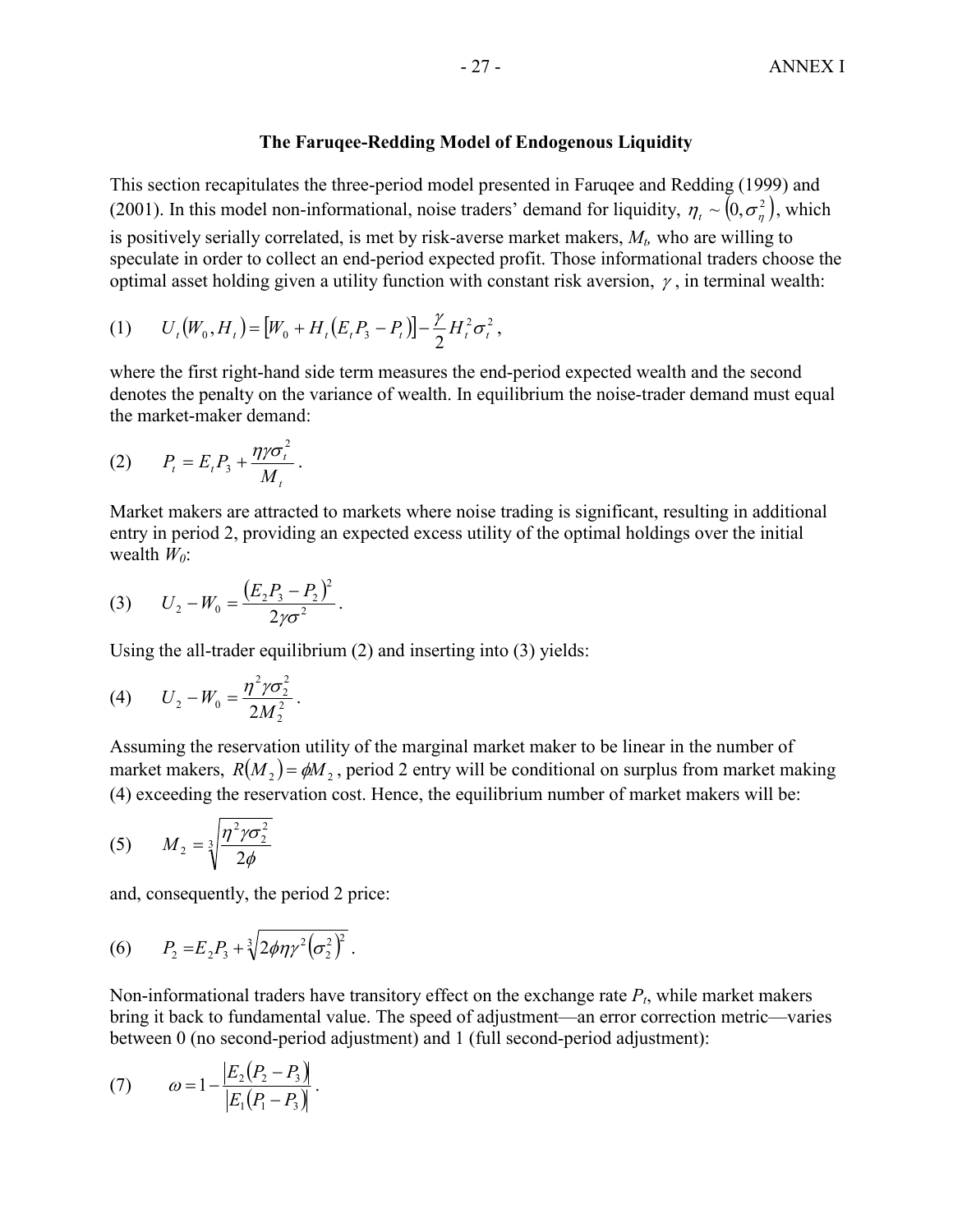### The Faruqee-Redding Model of Endogenous Liquidity

This section recapitulates the three-period model presented in Faruqee and Redding (1999) and (2001). In this model non-informational, noise traders' demand for liquidity, $\eta_t \sim \left(0, \sigma_\eta^2\right)$, which is positively serially correlated, is met by risk-averse market makers, $M_t$, who are willing to speculate in order to collect an end-period expected profit. Those informational traders choose the optimal asset holding given a utility function with constant risk aversion, $\gamma$, in terminal wealth:

$$(1) \qquad U_t\left(W_0, H_t\right) = \left[W_0 + H_t\left(E_t P_3 - P_t\right)\right] - \frac{\gamma}{2} H_t^2 \sigma_t^2,$$

where the first right-hand side term measures the end-period expected wealth and the second denotes the penalty on the variance of wealth. In equilibrium the noise-trader demand must equal the market-maker demand:

$$(2) \qquad P_t = E_t P_3 + \frac{\eta \gamma \sigma_t^2}{M_t}.$$

Market makers are attracted to markets where noise trading is significant, resulting in additional entry in period 2, providing an expected excess utility of the optimal holdings over the initial wealth $W_0$:

$$(3) \qquad U_2 - W_0 = \frac{\left(E_2 P_3 - P_2\right)^2}{2\gamma\sigma^2}.$$

Using the all-trader equilibrium (2) and inserting into (3) yields:

$$(4) \qquad U_2 - W_0 = \frac{\eta^2 \gamma \sigma_2^2}{2 M_2^2}.$$

Assuming the reservation utility of the marginal market maker to be linear in the number of market makers, $R\left(M_2\right) = \phi M_2$, period 2 entry will be conditional on surplus from market making (4) exceeding the reservation cost. Hence, the equilibrium number of market makers will be:

$$(5) \qquad M_2 = \sqrt[3]{\frac{\eta^2 \gamma \sigma_2^2}{2\phi}}$$

and, consequently, the period 2 price:

$$(6) \qquad P_2 = E_2 P_3 + \sqrt[3]{2\phi\eta\gamma^2\left(\sigma_2^2\right)^2}.$$

Non-informational traders have transitory effect on the exchange rate $P_t$, while market makers bring it back to fundamental value. The speed of adjustment—an error correction metric—varies between 0 (no second-period adjustment) and 1 (full second-period adjustment):

$$(7) \qquad \omega = 1 - \frac{\left|E_2\left(P_2 - P_3\right)\right|}{\left|E_1\left(P_1 - P_3\right)\right|}.$$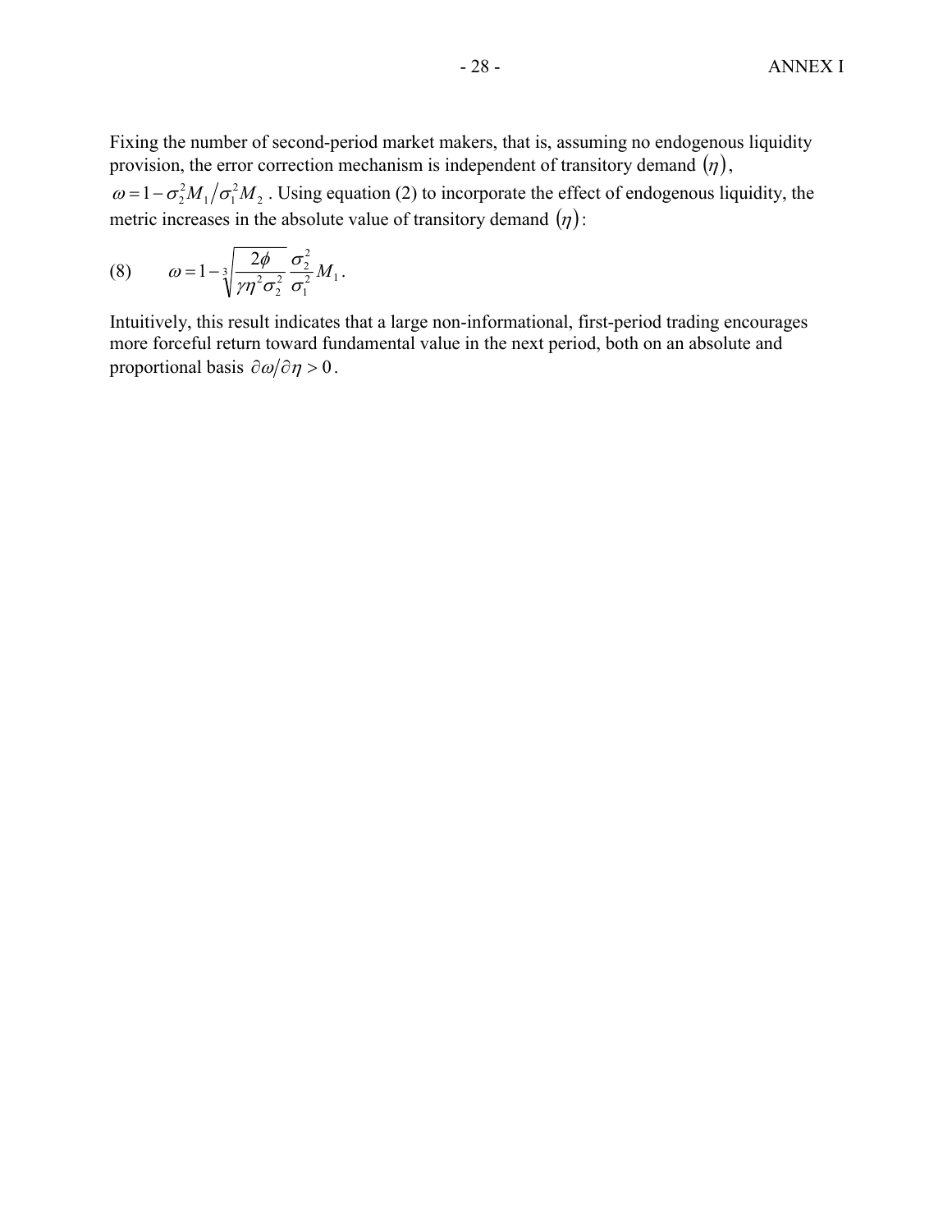Fixing the number of second-period market makers, that is, assuming no endogenous liquidity provision, the error correction mechanism is independent of transitory demand $(\eta)$, $\omega = 1 - \sigma_2^2 M_1 / \sigma_1^2 M_2$ . Using equation (2) to incorporate the effect of endogenous liquidity, the metric increases in the absolute value of transitory demand $(\eta)$:

$$
(8) \qquad \omega = 1 - \sqrt[3]{\frac{2\phi}{\gamma \eta^2 \sigma_2^2} \frac{\sigma_2^2}{\sigma_1^2} M_1} .
$$

Intuitively, this result indicates that a large non-informational, first-period trading encourages more forceful return toward fundamental value in the next period, both on an absolute and proportional basis $\partial\omega/\partial\eta > 0$ .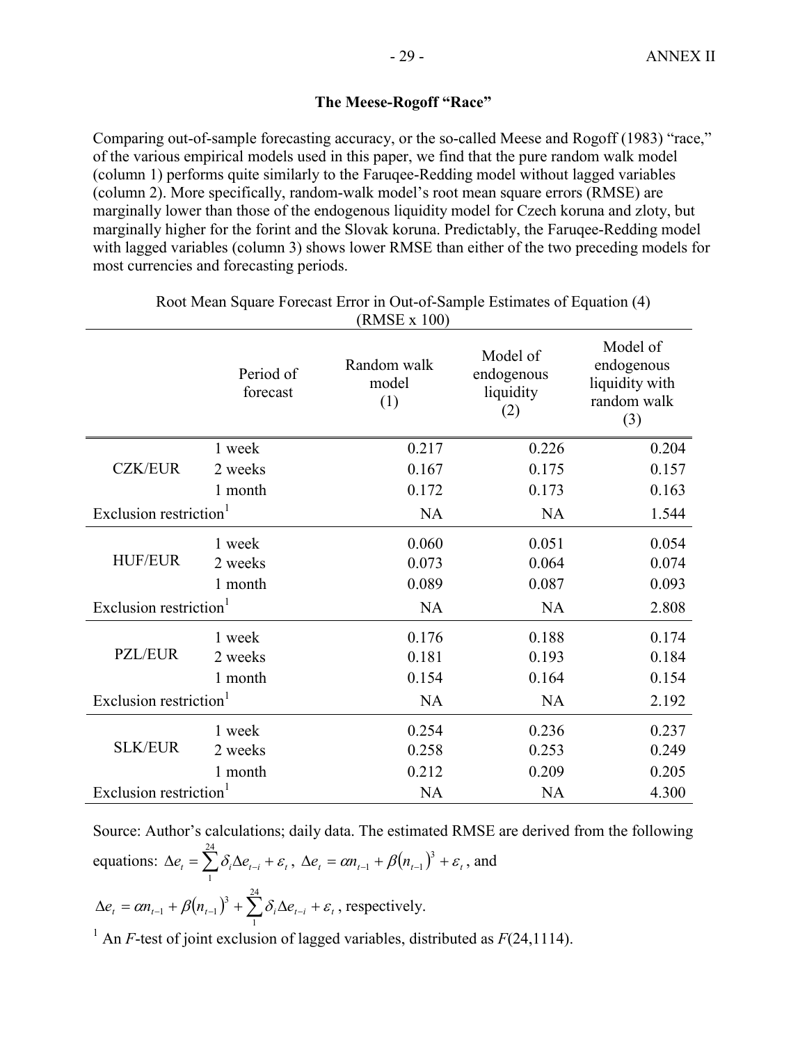## The Meese-Rogoff "Race"

Comparing out-of-sample forecasting accuracy, or the so-called Meese and Rogoff (1983) "race," of the various empirical models used in this paper, we find that the pure random walk model (column 1) performs quite similarly to the Faruqee-Redding model without lagged variables (column 2). More specifically, random-walk model's root mean square errors (RMSE) are marginally lower than those of the endogenous liquidity model for Czech koruna and zloty, but marginally higher for the forint and the Slovak koruna. Predictably, the Faruqee-Redding model with lagged variables (column 3) shows lower RMSE than either of the two preceding models for most currencies and forecasting periods.

Root Mean Square Forecast Error in Out-of-Sample Estimates of Equation (4)
(RMSE x 100)

| | Period of forecast | Random walk model (1) | Model of endogenous liquidity (2) | Model of endogenous liquidity with random walk (3) |
|---|---|---|---|---|
| CZK/EUR | 1 week | 0.217 | 0.226 | 0.204 |
| | 2 weeks | 0.167 | 0.175 | 0.157 |
| | 1 month | 0.172 | 0.173 | 0.163 |
| Exclusion restriction[1] | | NA | NA | 1.544 |
| HUF/EUR | 1 week | 0.060 | 0.051 | 0.054 |
| | 2 weeks | 0.073 | 0.064 | 0.074 |
| | 1 month | 0.089 | 0.087 | 0.093 |
| Exclusion restriction[1] | | NA | NA | 2.808 |
| PZL/EUR | 1 week | 0.176 | 0.188 | 0.174 |
| | 2 weeks | 0.181 | 0.193 | 0.184 |
| | 1 month | 0.154 | 0.164 | 0.154 |
| Exclusion restriction[1] | | NA | NA | 2.192 |
| SLK/EUR | 1 week | 0.254 | 0.236 | 0.237 |
| | 2 weeks | 0.258 | 0.253 | 0.249 |
| | 1 month | 0.212 | 0.209 | 0.205 |
| Exclusion restriction[1] | | NA | NA | 4.300 |

Source: Author's calculations; daily data. The estimated RMSE are derived from the following equations: $\Delta e_t = \sum_{1}^{24} \delta_i \Delta e_{t-i} + \varepsilon_t$, $\Delta e_t = \alpha n_{t-1} + \beta (n_{t-1})^3 + \varepsilon_t$, and

$\Delta e_t = \alpha n_{t-1} + \beta (n_{t-1})^3 + \sum_{1}^{24} \delta_i \Delta e_{t-i} + \varepsilon_t$, respectively.

[1] An $F$-test of joint exclusion of lagged variables, distributed as $F(24,1114)$.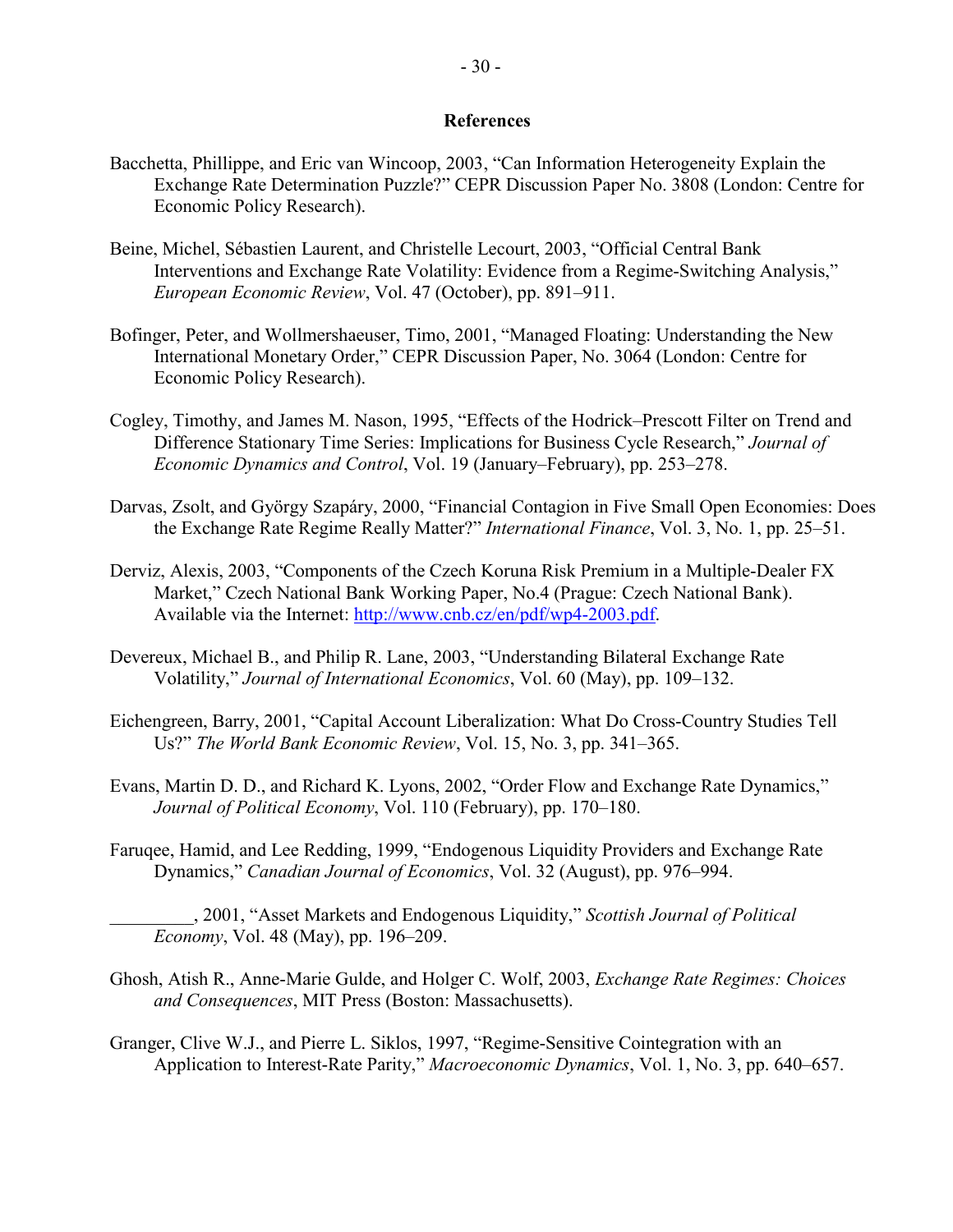## References

Bacchetta, Phillippe, and Eric van Wincoop, 2003, "Can Information Heterogeneity Explain the Exchange Rate Determination Puzzle?" CEPR Discussion Paper No. 3808 (London: Centre for Economic Policy Research).

Beine, Michel, Sébastien Laurent, and Christelle Lecourt, 2003, "Official Central Bank Interventions and Exchange Rate Volatility: Evidence from a Regime-Switching Analysis," *European Economic Review*, Vol. 47 (October), pp. 891–911.

Bofinger, Peter, and Wollmershaeuser, Timo, 2001, "Managed Floating: Understanding the New International Monetary Order," CEPR Discussion Paper, No. 3064 (London: Centre for Economic Policy Research).

Cogley, Timothy, and James M. Nason, 1995, "Effects of the Hodrick–Prescott Filter on Trend and Difference Stationary Time Series: Implications for Business Cycle Research," *Journal of Economic Dynamics and Control*, Vol. 19 (January–February), pp. 253–278.

Darvas, Zsolt, and György Szapáry, 2000, "Financial Contagion in Five Small Open Economies: Does the Exchange Rate Regime Really Matter?" *International Finance*, Vol. 3, No. 1, pp. 25–51.

Derviz, Alexis, 2003, "Components of the Czech Koruna Risk Premium in a Multiple-Dealer FX Market," Czech National Bank Working Paper, No.4 (Prague: Czech National Bank). Available via the Internet: http://www.cnb.cz/en/pdf/wp4-2003.pdf.

Devereux, Michael B., and Philip R. Lane, 2003, "Understanding Bilateral Exchange Rate Volatility," *Journal of International Economics*, Vol. 60 (May), pp. 109–132.

Eichengreen, Barry, 2001, "Capital Account Liberalization: What Do Cross-Country Studies Tell Us?" *The World Bank Economic Review*, Vol. 15, No. 3, pp. 341–365.

Evans, Martin D. D., and Richard K. Lyons, 2002, "Order Flow and Exchange Rate Dynamics," *Journal of Political Economy*, Vol. 110 (February), pp. 170–180.

Faruqee, Hamid, and Lee Redding, 1999, "Endogenous Liquidity Providers and Exchange Rate Dynamics," *Canadian Journal of Economics*, Vol. 32 (August), pp. 976–994.

_________, 2001, "Asset Markets and Endogenous Liquidity," *Scottish Journal of Political Economy*, Vol. 48 (May), pp. 196–209.

Ghosh, Atish R., Anne-Marie Gulde, and Holger C. Wolf, 2003, *Exchange Rate Regimes: Choices and Consequences*, MIT Press (Boston: Massachusetts).

Granger, Clive W.J., and Pierre L. Siklos, 1997, "Regime-Sensitive Cointegration with an Application to Interest-Rate Parity," *Macroeconomic Dynamics*, Vol. 1, No. 3, pp. 640–657.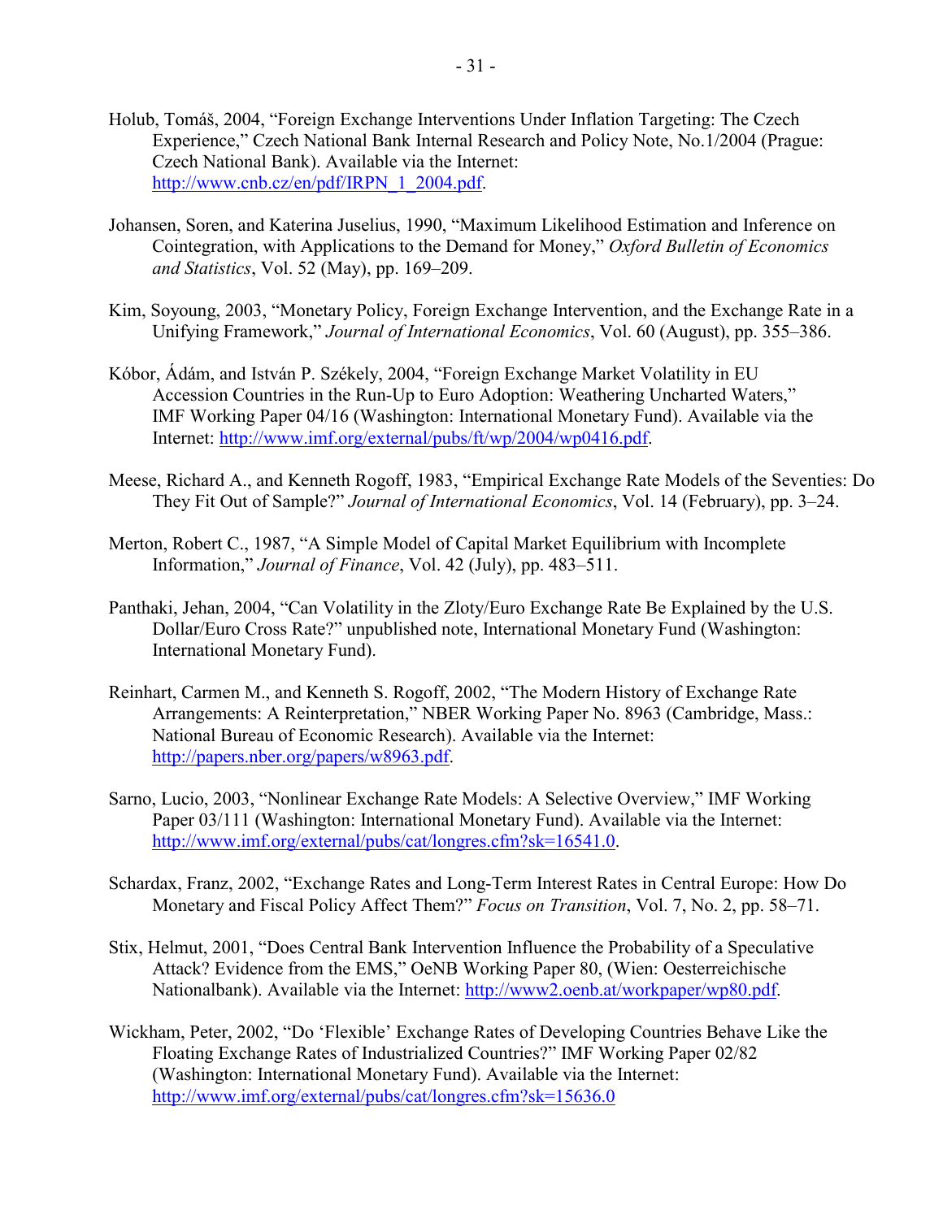Holub, Tomáš, 2004, "Foreign Exchange Interventions Under Inflation Targeting: The Czech Experience," Czech National Bank Internal Research and Policy Note, No.1/2004 (Prague: Czech National Bank). Available via the Internet: http://www.cnb.cz/en/pdf/IRPN_1_2004.pdf.

Johansen, Soren, and Katerina Juselius, 1990, "Maximum Likelihood Estimation and Inference on Cointegration, with Applications to the Demand for Money," *Oxford Bulletin of Economics and Statistics*, Vol. 52 (May), pp. 169–209.

Kim, Soyoung, 2003, "Monetary Policy, Foreign Exchange Intervention, and the Exchange Rate in a Unifying Framework," *Journal of International Economics*, Vol. 60 (August), pp. 355–386.

Kóbor, Ádám, and István P. Székely, 2004, "Foreign Exchange Market Volatility in EU Accession Countries in the Run-Up to Euro Adoption: Weathering Uncharted Waters," IMF Working Paper 04/16 (Washington: International Monetary Fund). Available via the Internet: http://www.imf.org/external/pubs/ft/wp/2004/wp0416.pdf.

Meese, Richard A., and Kenneth Rogoff, 1983, "Empirical Exchange Rate Models of the Seventies: Do They Fit Out of Sample?" *Journal of International Economics*, Vol. 14 (February), pp. 3–24.

Merton, Robert C., 1987, "A Simple Model of Capital Market Equilibrium with Incomplete Information," *Journal of Finance*, Vol. 42 (July), pp. 483–511.

Panthaki, Jehan, 2004, "Can Volatility in the Zloty/Euro Exchange Rate Be Explained by the U.S. Dollar/Euro Cross Rate?" unpublished note, International Monetary Fund (Washington: International Monetary Fund).

Reinhart, Carmen M., and Kenneth S. Rogoff, 2002, "The Modern History of Exchange Rate Arrangements: A Reinterpretation," NBER Working Paper No. 8963 (Cambridge, Mass.: National Bureau of Economic Research). Available via the Internet: http://papers.nber.org/papers/w8963.pdf.

Sarno, Lucio, 2003, "Nonlinear Exchange Rate Models: A Selective Overview," IMF Working Paper 03/111 (Washington: International Monetary Fund). Available via the Internet: http://www.imf.org/external/pubs/cat/longres.cfm?sk=16541.0.

Schardax, Franz, 2002, "Exchange Rates and Long-Term Interest Rates in Central Europe: How Do Monetary and Fiscal Policy Affect Them?" *Focus on Transition*, Vol. 7, No. 2, pp. 58–71.

Stix, Helmut, 2001, "Does Central Bank Intervention Influence the Probability of a Speculative Attack? Evidence from the EMS," OeNB Working Paper 80, (Wien: Oesterreichische Nationalbank). Available via the Internet: http://www2.oenb.at/workpaper/wp80.pdf.

Wickham, Peter, 2002, "Do 'Flexible' Exchange Rates of Developing Countries Behave Like the Floating Exchange Rates of Industrialized Countries?" IMF Working Paper 02/82 (Washington: International Monetary Fund). Available via the Internet: http://www.imf.org/external/pubs/cat/longres.cfm?sk=15636.0